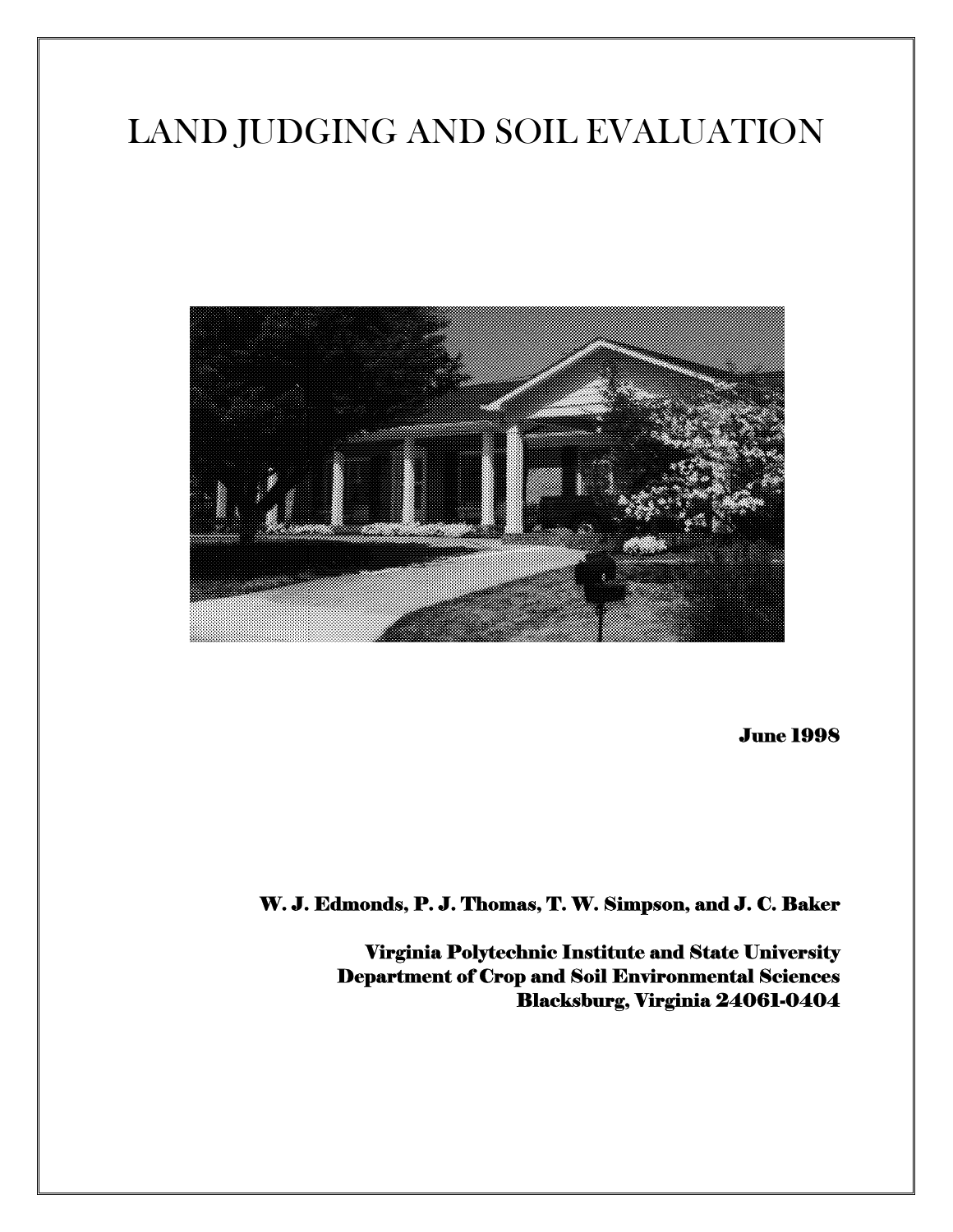# LAND JUDGING AND SOIL EVALUATION

**June 1998**

**W. J. Edmonds, P. J. Thomas, T. W. Simpson, and J. C. Baker**

**Virginia Polytechnic Institute and State University**
**Department of Crop and Soil Environmental Sciences**
**Blacksburg, Virginia 24061-0404**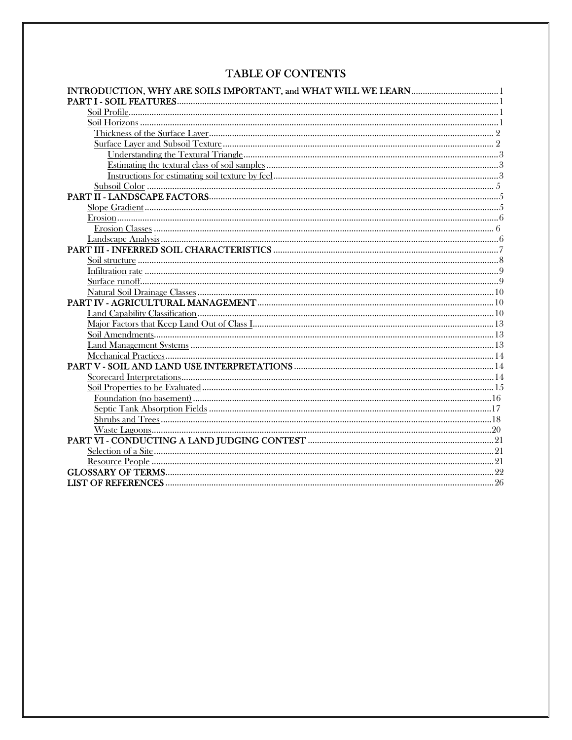# TABLE OF CONTENTS

**INTRODUCTION, WHY ARE SOILS IMPORTANT, and WHAT WILL WE LEARN** .......... 1
**PART I - SOIL FEATURES** .......... 1
- Soil Profile .......... 1
- Soil Horizons .......... 1
  - Thickness of the Surface Layer .......... 2
  - Surface Layer and Subsoil Texture .......... 2
    - Understanding the Textural Triangle .......... 3
    - Estimating the textural class of soil samples .......... 3
    - Instructions for estimating soil texture by feel .......... 3
  - Subsoil Color .......... 5

**PART II - LANDSCAPE FACTORS** .......... 5
- Slope Gradient .......... 5
- Erosion .......... 6
  - Erosion Classes .......... 6
- Landscape Analysis .......... 6

**PART III - INFERRED SOIL CHARACTERISTICS** .......... 7
- Soil structure .......... 8
- Infiltration rate .......... 9
- Surface runoff .......... 9
- Natural Soil Drainage Classes .......... 10

**PART IV - AGRICULTURAL MANAGEMENT** .......... 10
- Land Capability Classification .......... 10
- Major Factors that Keep Land Out of Class I .......... 13
- Soil Amendments .......... 13
- Land Management Systems .......... 13
- Mechanical Practices .......... 14

**PART V - SOIL AND LAND USE INTERPRETATIONS** .......... 14
- Scorecard Interpretations .......... 14
- Soil Properties to be Evaluated .......... 15
  - Foundation (no basement) .......... 16
  - Septic Tank Absorption Fields .......... 17
  - Shrubs and Trees .......... 18
  - Waste Lagoons .......... 20

**PART VI - CONDUCTING A LAND JUDGING CONTEST** .......... 21
- Selection of a Site .......... 21
- Resource People .......... 21

**GLOSSARY OF TERMS** .......... 22
**LIST OF REFERENCES** .......... 26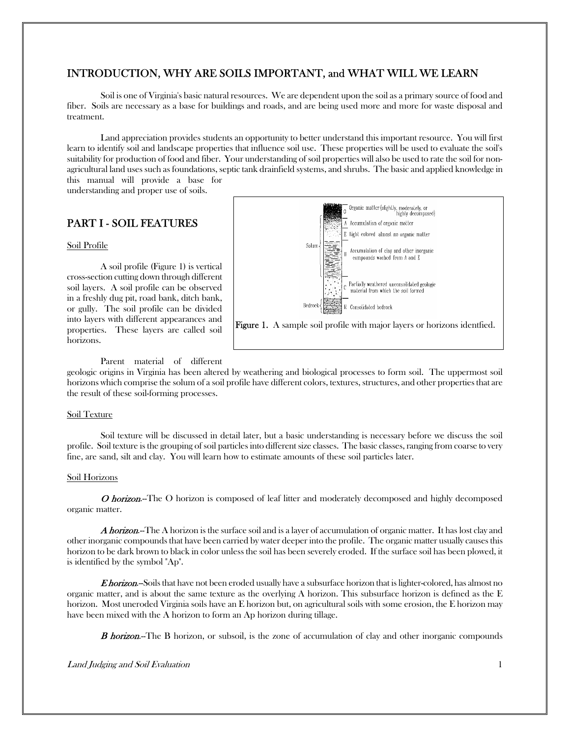## INTRODUCTION, WHY ARE SOILS IMPORTANT, and WHAT WILL WE LEARN

Soil is one of Virginia's basic natural resources. We are dependent upon the soil as a primary source of food and fiber. Soils are necessary as a base for buildings and roads, and are being used more and more for waste disposal and treatment.

Land appreciation provides students an opportunity to better understand this important resource. You will first learn to identify soil and landscape properties that influence soil use. These properties will be used to evaluate the soil's suitability for production of food and fiber. Your understanding of soil properties will also be used to rate the soil for non-agricultural land uses such as foundations, septic tank drainfield systems, and shrubs. The basic and applied knowledge in this manual will provide a base for understanding and proper use of soils.

## PART I - SOIL FEATURES

### Soil Profile

A soil profile (Figure 1) is vertical cross-section cutting down through different soil layers. A soil profile can be observed in a freshly dug pit, road bank, ditch bank, or gully. The soil profile can be divided into layers with different appearances and properties. These layers are called soil horizons.

O Organic matter (slightly, moderately, or highly decomposed)
A Accumulation of organic matter
E Light colored almost no organic matter
Solum
B Accumulation of clay and other inorganic compounds washed from A and E
C Partially weathered unconsolidated geologic material from which the soil formed
Bedrock
R Consolidated bedrock

**Figure 1.** A sample soil profile with major layers or horizons identfied.

Parent material of different geologic origins in Virginia has been altered by weathering and biological processes to form soil. The uppermost soil horizons which comprise the solum of a soil profile have different colors, textures, structures, and other properties that are the result of these soil-forming processes.

### Soil Texture

Soil texture will be discussed in detail later, but a basic understanding is necessary before we discuss the soil profile. Soil texture is the grouping of soil particles into different size classes. The basic classes, ranging from coarse to very fine, are sand, silt and clay. You will learn how to estimate amounts of these soil particles later.

### Soil Horizons

***O horizon.***--The O horizon is composed of leaf litter and moderately decomposed and highly decomposed organic matter.

***A horizon.***--The A horizon is the surface soil and is a layer of accumulation of organic matter. It has lost clay and other inorganic compounds that have been carried by water deeper into the profile. The organic matter usually causes this horizon to be dark brown to black in color unless the soil has been severely eroded. If the surface soil has been plowed, it is identified by the symbol "Ap".

***E horizon.***--Soils that have not been eroded usually have a subsurface horizon that is lighter-colored, has almost no organic matter, and is about the same texture as the overlying A horizon. This subsurface horizon is defined as the E horizon. Most uneroded Virginia soils have an E horizon but, on agricultural soils with some erosion, the E horizon may have been mixed with the A horizon to form an Ap horizon during tillage.

***B horizon.***--The B horizon, or subsoil, is the zone of accumulation of clay and other inorganic compounds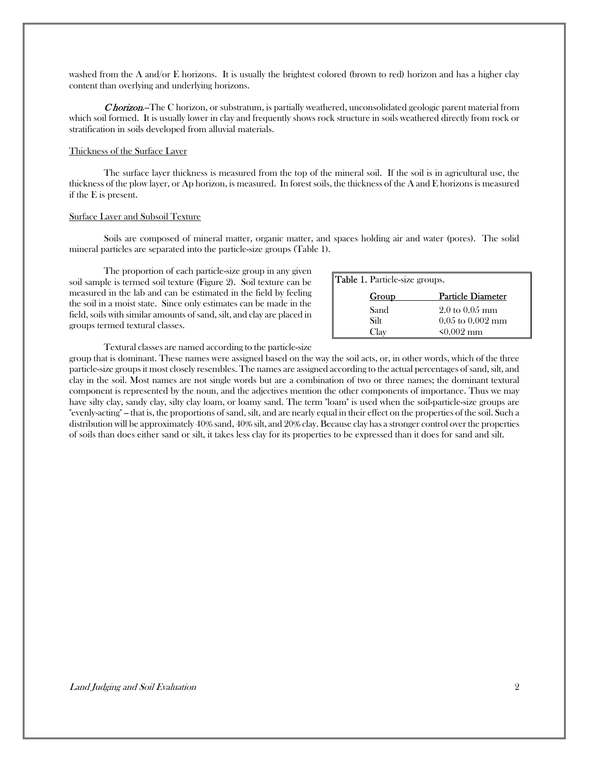washed from the A and/or E horizons. It is usually the brightest colored (brown to red) horizon and has a higher clay content than overlying and underlying horizons.

*C horizon*.--The C horizon, or substratum, is partially weathered, unconsolidated geologic parent material from which soil formed. It is usually lower in clay and frequently shows rock structure in soils weathered directly from rock or stratification in soils developed from alluvial materials.

Thickness of the Surface Layer

The surface layer thickness is measured from the top of the mineral soil. If the soil is in agricultural use, the thickness of the plow layer, or Ap horizon, is measured. In forest soils, the thickness of the A and E horizons is measured if the E is present.

Surface Layer and Subsoil Texture

Soils are composed of mineral matter, organic matter, and spaces holding air and water (pores). The solid mineral particles are separated into the particle-size groups (Table 1).

The proportion of each particle-size group in any given soil sample is termed soil texture (Figure 2). Soil texture can be measured in the lab and can be estimated in the field by feeling the soil in a moist state. Since only estimates can be made in the field, soils with similar amounts of sand, silt, and clay are placed in groups termed textural classes.

**Table 1.** Particle-size groups.

| Group | Particle Diameter |
|---|---|
| Sand | 2.0 to 0.05 mm |
| Silt | 0.05 to 0.002 mm |
| Clay | <0.002 mm |

Textural classes are named according to the particle-size group that is dominant. These names were assigned based on the way the soil acts, or, in other words, which of the three particle-size groups it most closely resembles. The names are assigned according to the actual percentages of sand, silt, and clay in the soil. Most names are not single words but are a combination of two or three names; the dominant textural component is represented by the noun, and the adjectives mention the other components of importance. Thus we may have silty clay, sandy clay, silty clay loam, or loamy sand. The term "loam" is used when the soil-particle-size groups are "evenly-acting" -- that is, the proportions of sand, silt, and are nearly equal in their effect on the properties of the soil. Such a distribution will be approximately 40% sand, 40% silt, and 20% clay. Because clay has a stronger control over the properties of soils than does either sand or silt, it takes less clay for its properties to be expressed than it does for sand and silt.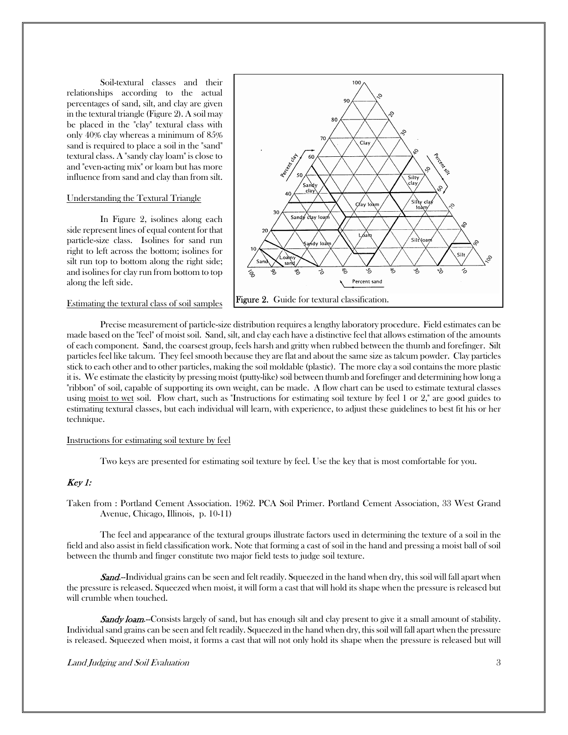Soil-textural classes and their relationships according to the actual percentages of sand, silt, and clay are given in the textural triangle (Figure 2). A soil may be placed in the "clay" textural class with only 40% clay whereas a minimum of 85% sand is required to place a soil in the "sand" textural class. A "sandy clay loam" is close to and "even-acting mix" or loam but has more influence from sand and clay than from silt.

Understanding the Textural Triangle

In Figure 2, isolines along each side represent lines of equal content for that particle-size class. Isolines for sand run right to left across the bottom; isolines for silt run top to bottom along the right side; and isolines for clay run from bottom to top along the left side.

100
90
80
70
60
50
40
30
20
10
Percent clay
10
20
30
40
50
60
70
80
90
100
Percent silt
100
90
80
70
60
50
40
30
20
10
Percent sand
Clay
Silty clay
Sandy clay
Silty clay loam
Clay loam
Sandy clay loam
Loam
Silt loam
Sandy loam
Silt
Loamy sand
Sand

**Figure 2.** Guide for textural classification.

Estimating the textural class of soil samples

Precise measurement of particle-size distribution requires a lengthy laboratory procedure. Field estimates can be made based on the "feel" of moist soil. Sand, silt, and clay each have a distinctive feel that allows estimation of the amounts of each component. Sand, the coarsest group, feels harsh and gritty when rubbed between the thumb and forefinger. Silt particles feel like talcum. They feel smooth because they are flat and about the same size as talcum powder. Clay particles stick to each other and to other particles, making the soil moldable (plastic). The more clay a soil contains the more plastic it is. We estimate the elasticity by pressing moist (putty-like) soil between thumb and forefinger and determining how long a "ribbon" of soil, capable of supporting its own weight, can be made. A flow chart can be used to estimate textural classes using moist to wet soil. Flow chart, such as "Instructions for estimating soil texture by feel 1 or 2," are good guides to estimating textural classes, but each individual will learn, with experience, to adjust these guidelines to best fit his or her technique.

Instructions for estimating soil texture by feel

Two keys are presented for estimating soil texture by feel. Use the key that is most comfortable for you.

### *Key 1:*

Taken from : Portland Cement Association. 1962. PCA Soil Primer. Portland Cement Association, 33 West Grand Avenue, Chicago, Illinois, p. 10-11)

The feel and appearance of the textural groups illustrate factors used in determining the texture of a soil in the field and also assist in field classification work. Note that forming a cast of soil in the hand and pressing a moist ball of soil between the thumb and finger constitute two major field tests to judge soil texture.

***Sand***.--Individual grains can be seen and felt readily. Squeezed in the hand when dry, this soil will fall apart when the pressure is released. Squeezed when moist, it will form a cast that will hold its shape when the pressure is released but will crumble when touched.

***Sandy loam***.--Consists largely of sand, but has enough silt and clay present to give it a small amount of stability. Individual sand grains can be seen and felt readily. Squeezed in the hand when dry, this soil will fall apart when the pressure is released. Squeezed when moist, it forms a cast that will not only hold its shape when the pressure is released but will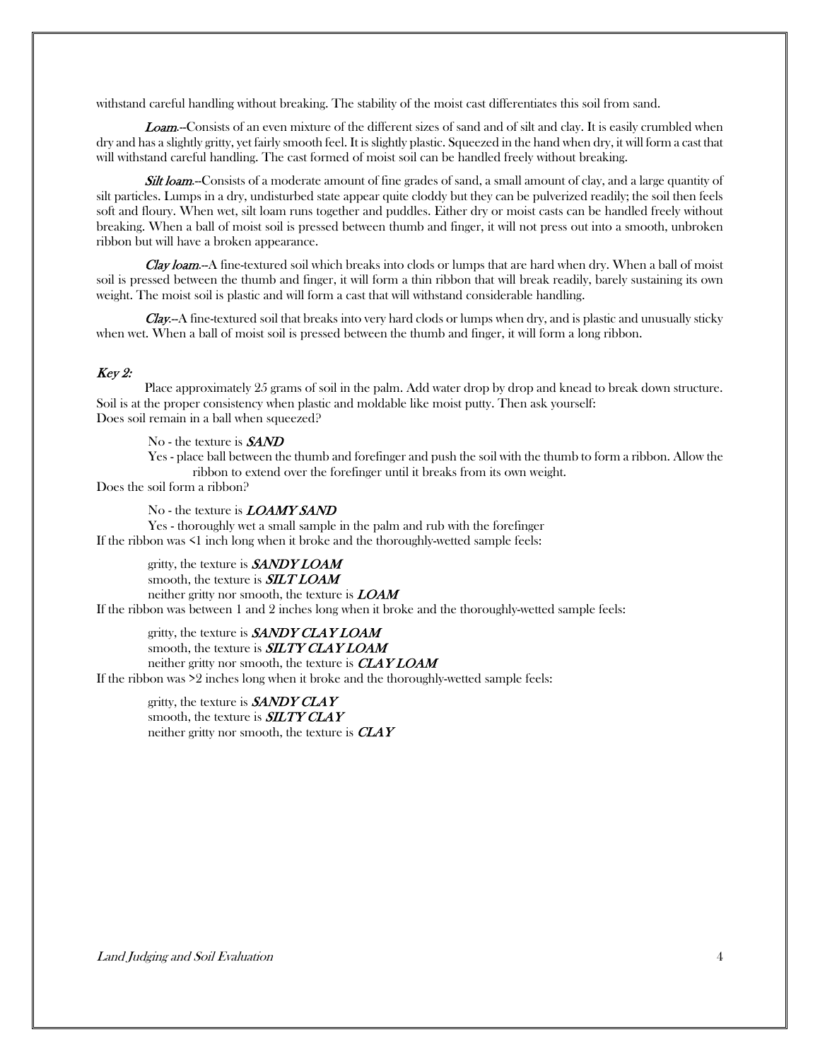withstand careful handling without breaking. The stability of the moist cast differentiates this soil from sand.

*Loam*.--Consists of an even mixture of the different sizes of sand and of silt and clay. It is easily crumbled when dry and has a slightly gritty, yet fairly smooth feel. It is slightly plastic. Squeezed in the hand when dry, it will form a cast that will withstand careful handling. The cast formed of moist soil can be handled freely without breaking.

*Silt loam*.--Consists of a moderate amount of fine grades of sand, a small amount of clay, and a large quantity of silt particles. Lumps in a dry, undisturbed state appear quite cloddy but they can be pulverized readily; the soil then feels soft and floury. When wet, silt loam runs together and puddles. Either dry or moist casts can be handled freely without breaking. When a ball of moist soil is pressed between thumb and finger, it will not press out into a smooth, unbroken ribbon but will have a broken appearance.

*Clay loam*.--A fine-textured soil which breaks into clods or lumps that are hard when dry. When a ball of moist soil is pressed between the thumb and finger, it will form a thin ribbon that will break readily, barely sustaining its own weight. The moist soil is plastic and will form a cast that will withstand considerable handling.

*Clay*.--A fine-textured soil that breaks into very hard clods or lumps when dry, and is plastic and unusually sticky when wet. When a ball of moist soil is pressed between the thumb and finger, it will form a long ribbon.

### *Key 2:*

Place approximately 25 grams of soil in the palm. Add water drop by drop and knead to break down structure. Soil is at the proper consistency when plastic and moldable like moist putty. Then ask yourself:
Does soil remain in a ball when squeezed?

No - the texture is ***SAND***

Yes - place ball between the thumb and forefinger and push the soil with the thumb to form a ribbon. Allow the ribbon to extend over the forefinger until it breaks from its own weight.

Does the soil form a ribbon?

No - the texture is ***LOAMY SAND***

Yes - thoroughly wet a small sample in the palm and rub with the forefinger

If the ribbon was <1 inch long when it broke and the thoroughly-wetted sample feels:

gritty, the texture is ***SANDY LOAM***
smooth, the texture is ***SILT LOAM***
neither gritty nor smooth, the texture is ***LOAM***

If the ribbon was between 1 and 2 inches long when it broke and the thoroughly-wetted sample feels:

gritty, the texture is ***SANDY CLAY LOAM***
smooth, the texture is ***SILTY CLAY LOAM***
neither gritty nor smooth, the texture is ***CLAY LOAM***

If the ribbon was >2 inches long when it broke and the thoroughly-wetted sample feels:

gritty, the texture is ***SANDY CLAY***
smooth, the texture is ***SILTY CLAY***
neither gritty nor smooth, the texture is ***CLAY***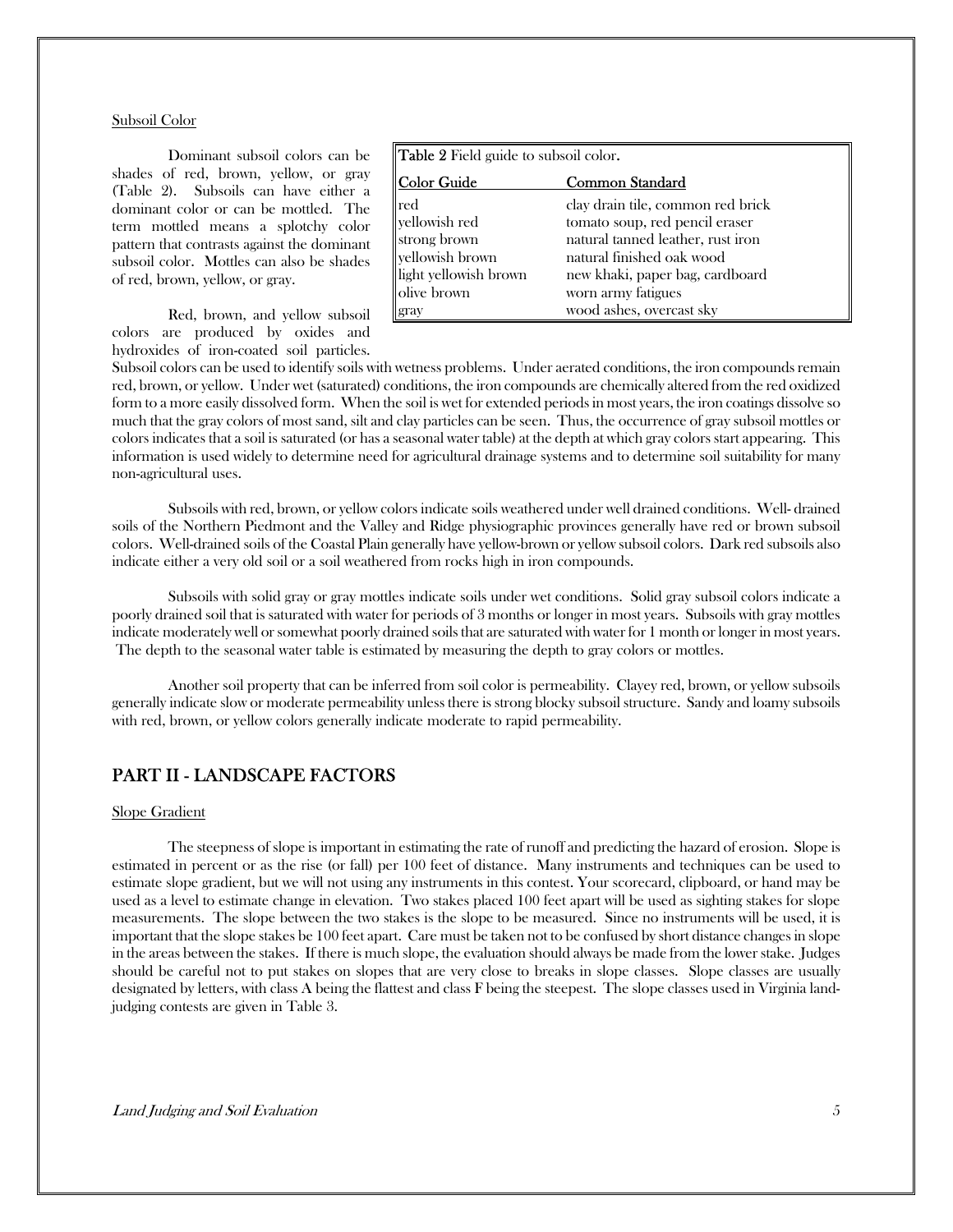### Subsoil Color

Dominant subsoil colors can be shades of red, brown, yellow, or gray (Table 2). Subsoils can have either a dominant color or can be mottled. The term mottled means a splotchy color pattern that contrasts against the dominant subsoil color. Mottles can also be shades of red, brown, yellow, or gray.

**Table 2** Field guide to subsoil color.

| Color Guide | Common Standard |
|---|---|
| red | clay drain tile, common red brick |
| yellowish red | tomato soup, red pencil eraser |
| strong brown | natural tanned leather, rust iron |
| yellowish brown | natural finished oak wood |
| light yellowish brown | new khaki, paper bag, cardboard |
| olive brown | worn army fatigues |
| gray | wood ashes, overcast sky |

Red, brown, and yellow subsoil colors are produced by oxides and hydroxides of iron-coated soil particles. Subsoil colors can be used to identify soils with wetness problems. Under aerated conditions, the iron compounds remain red, brown, or yellow. Under wet (saturated) conditions, the iron compounds are chemically altered from the red oxidized form to a more easily dissolved form. When the soil is wet for extended periods in most years, the iron coatings dissolve so much that the gray colors of most sand, silt and clay particles can be seen. Thus, the occurrence of gray subsoil mottles or colors indicates that a soil is saturated (or has a seasonal water table) at the depth at which gray colors start appearing. This information is used widely to determine need for agricultural drainage systems and to determine soil suitability for many non-agricultural uses.

Subsoils with red, brown, or yellow colors indicate soils weathered under well drained conditions. Well- drained soils of the Northern Piedmont and the Valley and Ridge physiographic provinces generally have red or brown subsoil colors. Well-drained soils of the Coastal Plain generally have yellow-brown or yellow subsoil colors. Dark red subsoils also indicate either a very old soil or a soil weathered from rocks high in iron compounds.

Subsoils with solid gray or gray mottles indicate soils under wet conditions. Solid gray subsoil colors indicate a poorly drained soil that is saturated with water for periods of 3 months or longer in most years. Subsoils with gray mottles indicate moderately well or somewhat poorly drained soils that are saturated with water for 1 month or longer in most years. The depth to the seasonal water table is estimated by measuring the depth to gray colors or mottles.

Another soil property that can be inferred from soil color is permeability. Clayey red, brown, or yellow subsoils generally indicate slow or moderate permeability unless there is strong blocky subsoil structure. Sandy and loamy subsoils with red, brown, or yellow colors generally indicate moderate to rapid permeability.

## PART II - LANDSCAPE FACTORS

### Slope Gradient

The steepness of slope is important in estimating the rate of runoff and predicting the hazard of erosion. Slope is estimated in percent or as the rise (or fall) per 100 feet of distance. Many instruments and techniques can be used to estimate slope gradient, but we will not using any instruments in this contest. Your scorecard, clipboard, or hand may be used as a level to estimate change in elevation. Two stakes placed 100 feet apart will be used as sighting stakes for slope measurements. The slope between the two stakes is the slope to be measured. Since no instruments will be used, it is important that the slope stakes be 100 feet apart. Care must be taken not to be confused by short distance changes in slope in the areas between the stakes. If there is much slope, the evaluation should always be made from the lower stake. Judges should be careful not to put stakes on slopes that are very close to breaks in slope classes. Slope classes are usually designated by letters, with class A being the flattest and class F being the steepest. The slope classes used in Virginia land-judging contests are given in Table 3.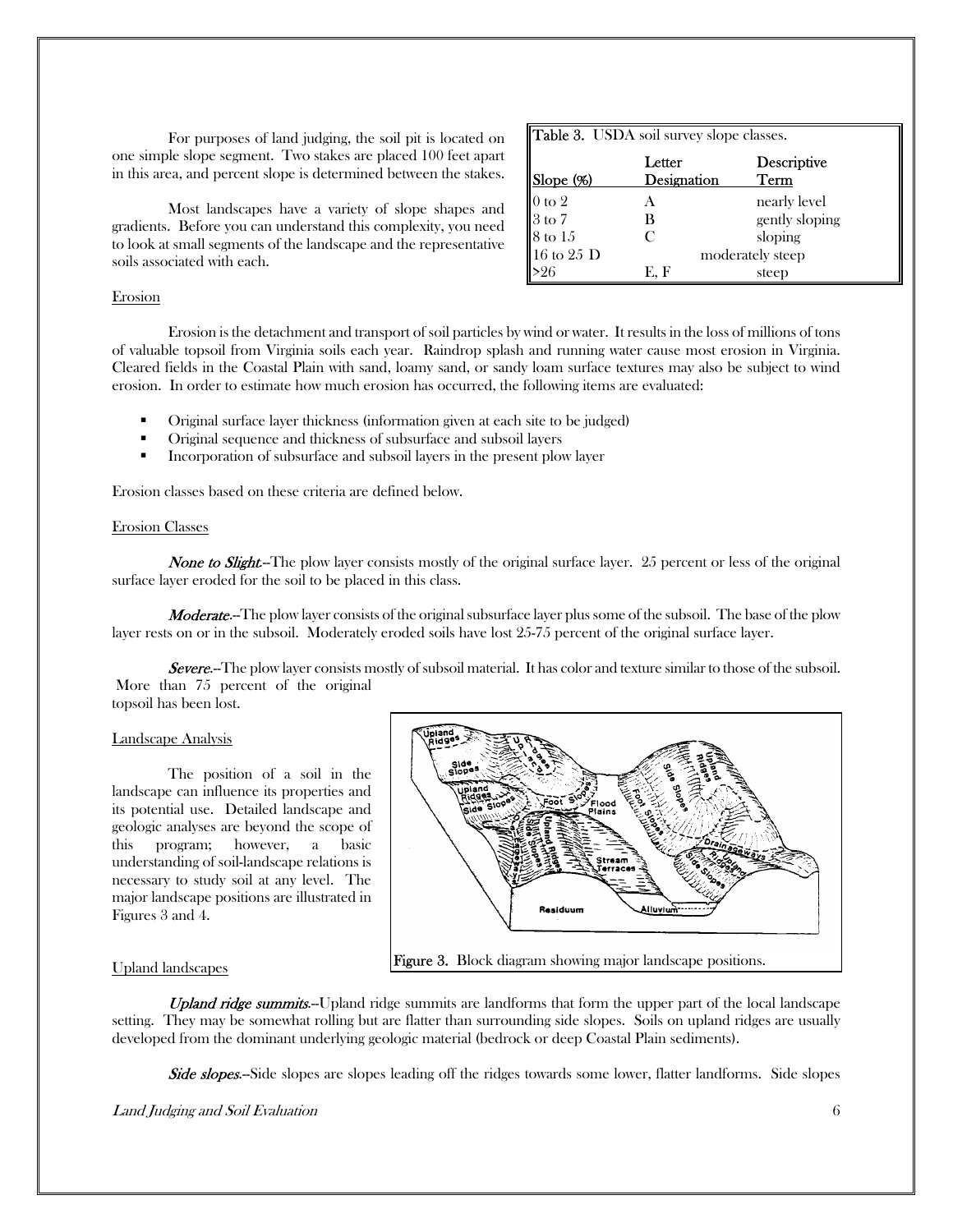For purposes of land judging, the soil pit is located on one simple slope segment. Two stakes are placed 100 feet apart in this area, and percent slope is determined between the stakes.

Most landscapes have a variety of slope shapes and gradients. Before you can understand this complexity, you need to look at small segments of the landscape and the representative soils associated with each.

Table 3. USDA soil survey slope classes.

| Slope (%) | Letter Designation | Descriptive Term |
|---|---|---|
| 0 to 2 | A | nearly level |
| 3 to 7 | B | gently sloping |
| 8 to 15 | C | sloping |
| 16 to 25 | D | moderately steep |
| >26 | E, F | steep |

Erosion

Erosion is the detachment and transport of soil particles by wind or water. It results in the loss of millions of tons of valuable topsoil from Virginia soils each year. Raindrop splash and running water cause most erosion in Virginia. Cleared fields in the Coastal Plain with sand, loamy sand, or sandy loam surface textures may also be subject to wind erosion. In order to estimate how much erosion has occurred, the following items are evaluated:

- Original surface layer thickness (information given at each site to be judged)
- Original sequence and thickness of subsurface and subsoil layers
- Incorporation of subsurface and subsoil layers in the present plow layer

Erosion classes based on these criteria are defined below.

Erosion Classes

***None to Slight.***--The plow layer consists mostly of the original surface layer. 25 percent or less of the original surface layer eroded for the soil to be placed in this class.

***Moderate.***--The plow layer consists of the original subsurface layer plus some of the subsoil. The base of the plow layer rests on or in the subsoil. Moderately eroded soils have lost 25-75 percent of the original surface layer.

***Severe.***--The plow layer consists mostly of subsoil material. It has color and texture similar to those of the subsoil. More than 75 percent of the original topsoil has been lost.

Landscape Analysis

The position of a soil in the landscape can influence its properties and its potential use. Detailed landscape and geologic analyses are beyond the scope of this program; however, a basic understanding of soil-landscape relations is necessary to study soil at any level. The major landscape positions are illustrated in Figures 3 and 4.

Upland Ridges
Side Slopes
Upland Ridges
Side Slopes
Foot Slopes
Flood Plains
Upland Ridges
Side Slopes
Foot Slopes
Stream Terraces
Drainageways
Residuum
Alluvium

Figure 3. Block diagram showing major landscape positions.

Upland landscapes

***Upland ridge summits.***--Upland ridge summits are landforms that form the upper part of the local landscape setting. They may be somewhat rolling but are flatter than surrounding side slopes. Soils on upland ridges are usually developed from the dominant underlying geologic material (bedrock or deep Coastal Plain sediments).

***Side slopes.***--Side slopes are slopes leading off the ridges towards some lower, flatter landforms. Side slopes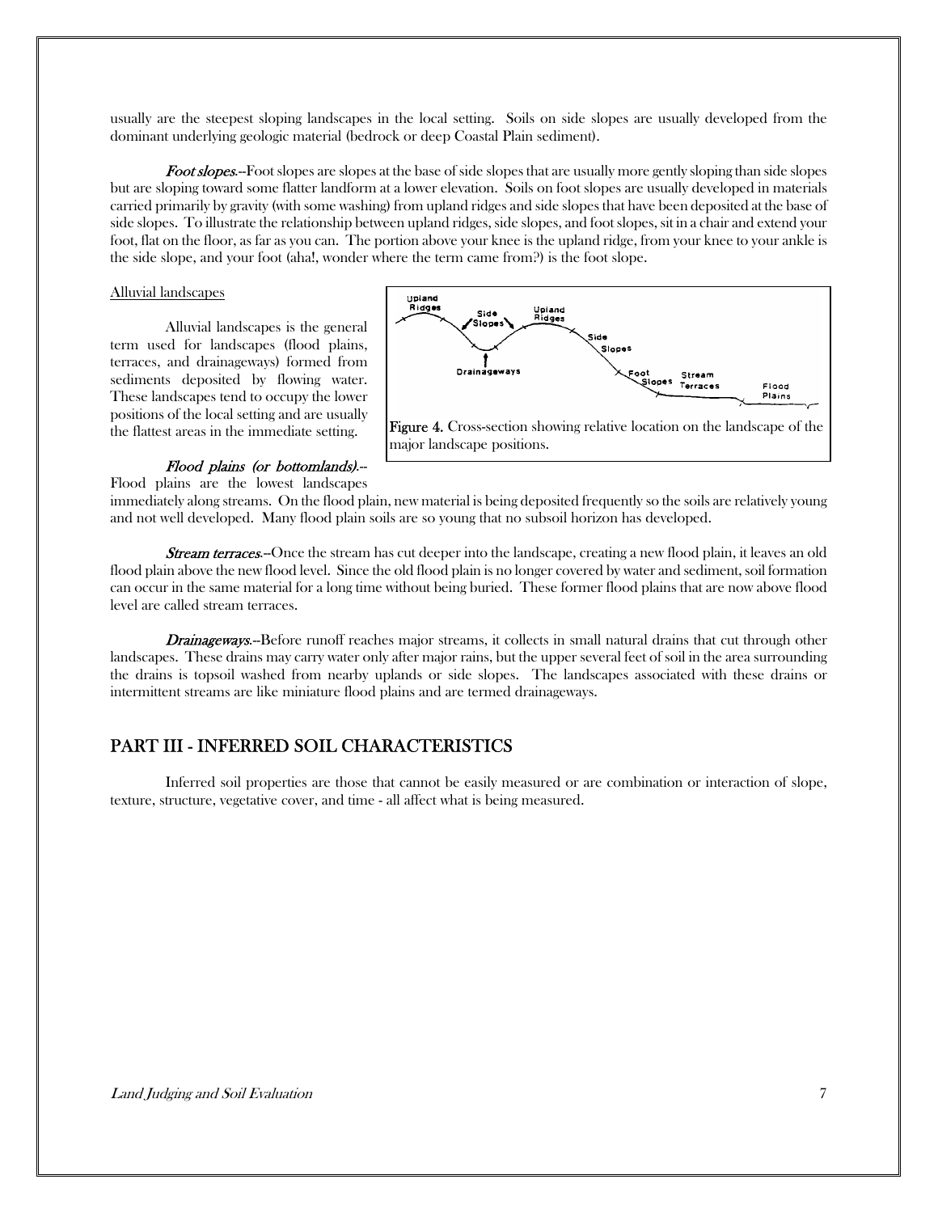usually are the steepest sloping landscapes in the local setting. Soils on side slopes are usually developed from the dominant underlying geologic material (bedrock or deep Coastal Plain sediment).

***Foot slopes.***--Foot slopes are slopes at the base of side slopes that are usually more gently sloping than side slopes but are sloping toward some flatter landform at a lower elevation. Soils on foot slopes are usually developed in materials carried primarily by gravity (with some washing) from upland ridges and side slopes that have been deposited at the base of side slopes. To illustrate the relationship between upland ridges, side slopes, and foot slopes, sit in a chair and extend your foot, flat on the floor, as far as you can. The portion above your knee is the upland ridge, from your knee to your ankle is the side slope, and your foot (aha!, wonder where the term came from?) is the foot slope.

<u>Alluvial landscapes</u>

Alluvial landscapes is the general term used for landscapes (flood plains, terraces, and drainageways) formed from sediments deposited by flowing water. These landscapes tend to occupy the lower positions of the local setting and are usually the flattest areas in the immediate setting.

Upland Ridges
Side Slopes
Upland Ridges
Side Slopes
Drainageways
Foot Slopes
Stream Terraces
Flood Plains

**Figure 4.** Cross-section showing relative location on the landscape of the major landscape positions.

***Flood plains (or bottomlands).***--Flood plains are the lowest landscapes immediately along streams. On the flood plain, new material is being deposited frequently so the soils are relatively young and not well developed. Many flood plain soils are so young that no subsoil horizon has developed.

***Stream terraces.***--Once the stream has cut deeper into the landscape, creating a new flood plain, it leaves an old flood plain above the new flood level. Since the old flood plain is no longer covered by water and sediment, soil formation can occur in the same material for a long time without being buried. These former flood plains that are now above flood level are called stream terraces.

***Drainageways.***--Before runoff reaches major streams, it collects in small natural drains that cut through other landscapes. These drains may carry water only after major rains, but the upper several feet of soil in the area surrounding the drains is topsoil washed from nearby uplands or side slopes. The landscapes associated with these drains or intermittent streams are like miniature flood plains and are termed drainageways.

## PART III - INFERRED SOIL CHARACTERISTICS

Inferred soil properties are those that cannot be easily measured or are combination or interaction of slope, texture, structure, vegetative cover, and time - all affect what is being measured.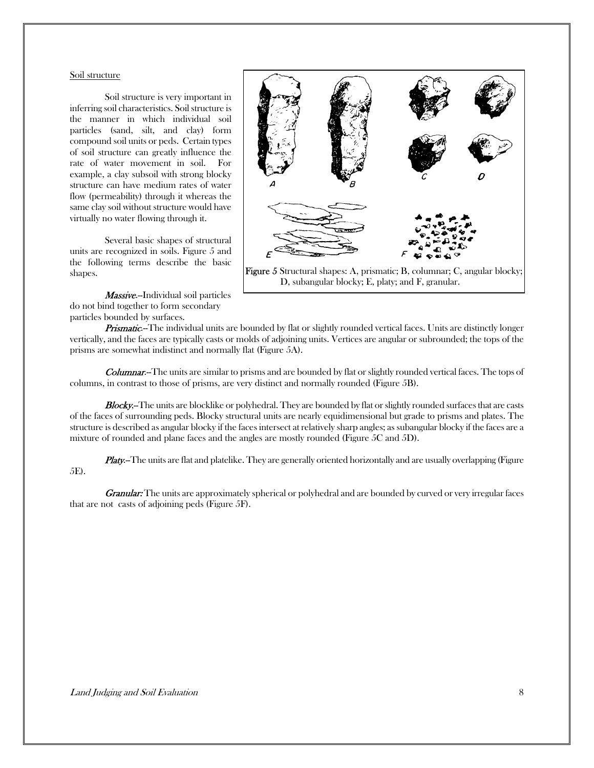Soil structure

Soil structure is very important in inferring soil characteristics. Soil structure is the manner in which individual soil particles (sand, silt, and clay) form compound soil units or peds. Certain types of soil structure can greatly influence the rate of water movement in soil. For example, a clay subsoil with strong blocky structure can have medium rates of water flow (permeability) through it whereas the same clay soil without structure would have virtually no water flowing through it.

Several basic shapes of structural units are recognized in soils. Figure 5 and the following terms describe the basic shapes.

A B C D E F

**Figure 5** Structural shapes: A, prismatic; B, columnar; C, angular blocky; D, subangular blocky; E, platy; and F, granular.

*Massive*.--Individual soil particles do not bind together to form secondary particles bounded by surfaces.

*Prismatic*.--The individual units are bounded by flat or slightly rounded vertical faces. Units are distinctly longer vertically, and the faces are typically casts or molds of adjoining units. Vertices are angular or subrounded; the tops of the prisms are somewhat indistinct and normally flat (Figure 5A).

*Columnar*.--The units are similar to prisms and are bounded by flat or slightly rounded vertical faces. The tops of columns, in contrast to those of prisms, are very distinct and normally rounded (Figure 5B).

*Blocky*.--The units are blocklike or polyhedral. They are bounded by flat or slightly rounded surfaces that are casts of the faces of surrounding peds. Blocky structural units are nearly equidimensional but grade to prisms and plates. The structure is described as angular blocky if the faces intersect at relatively sharp angles; as subangular blocky if the faces are a mixture of rounded and plane faces and the angles are mostly rounded (Figure 5C and 5D).

*Platy*.--The units are flat and platelike. They are generally oriented horizontally and are usually overlapping (Figure 5E).

*Granular:* The units are approximately spherical or polyhedral and are bounded by curved or very irregular faces that are not casts of adjoining peds (Figure 5F).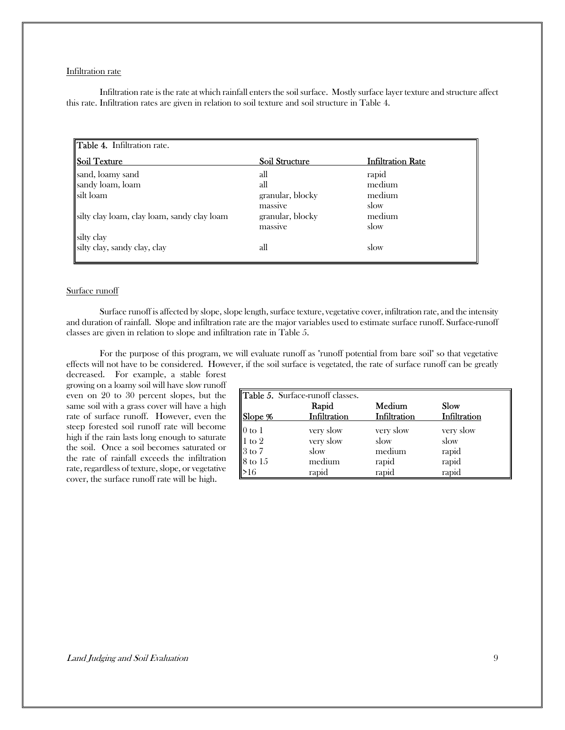Infiltration rate

Infiltration rate is the rate at which rainfall enters the soil surface. Mostly surface layer texture and structure affect this rate. Infiltration rates are given in relation to soil texture and soil structure in Table 4.

**Table 4.** Infiltration rate.

| Soil Texture | Soil Structure | Infiltration Rate |
|---|---|---|
| sand, loamy sand | all | rapid |
| sandy loam, loam | all | medium |
| silt loam | granular, blocky | medium |
| | massive | slow |
| silty clay loam, clay loam, sandy clay loam | granular, blocky | medium |
| | massive | slow |
| silty clay | | |
| silty clay, sandy clay, clay | all | slow |

Surface runoff

Surface runoff is affected by slope, slope length, surface texture, vegetative cover, infiltration rate, and the intensity and duration of rainfall. Slope and infiltration rate are the major variables used to estimate surface runoff. Surface-runoff classes are given in relation to slope and infiltration rate in Table 5.

For the purpose of this program, we will evaluate runoff as "runoff potential from bare soil" so that vegetative effects will not have to be considered. However, if the soil surface is vegetated, the rate of surface runoff can be greatly decreased. For example, a stable forest growing on a loamy soil will have slow runoff even on 20 to 30 percent slopes, but the same soil with a grass cover will have a high rate of surface runoff. However, even the steep forested soil runoff rate will become high if the rain lasts long enough to saturate the soil. Once a soil becomes saturated or the rate of rainfall exceeds the infiltration rate, regardless of texture, slope, or vegetative cover, the surface runoff rate will be high.

**Table 5.** Surface-runoff classes.

| Slope % | Rapid Infiltration | Medium Infiltration | Slow Infiltration |
|---|---|---|---|
| 0 to 1 | very slow | very slow | very slow |
| 1 to 2 | very slow | slow | slow |
| 3 to 7 | slow | medium | rapid |
| 8 to 15 | medium | rapid | rapid |
| >16 | rapid | rapid | rapid |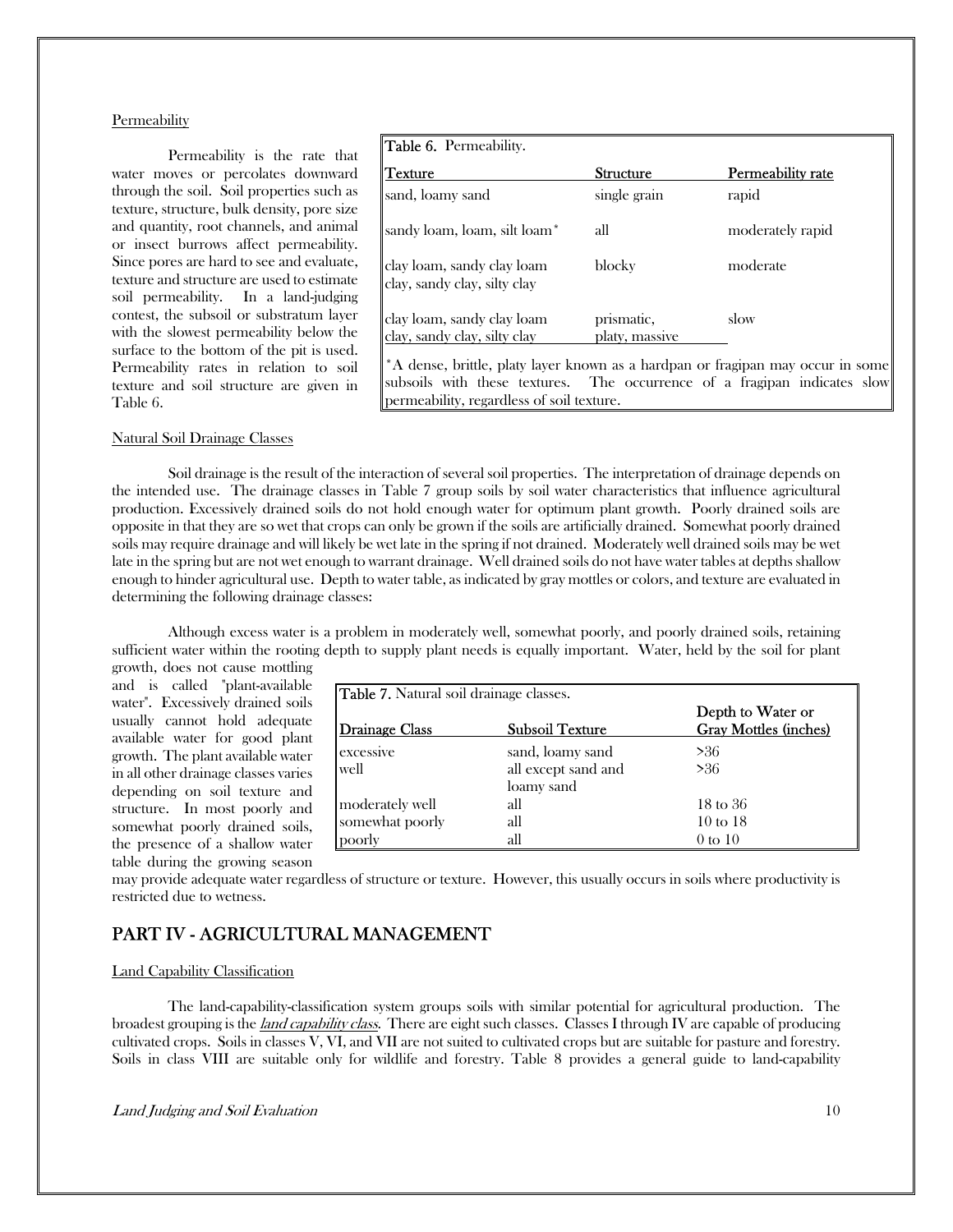Permeability

Permeability is the rate that water moves or percolates downward through the soil. Soil properties such as texture, structure, bulk density, pore size and quantity, root channels, and animal or insect burrows affect permeability. Since pores are hard to see and evaluate, texture and structure are used to estimate soil permeability. In a land-judging contest, the subsoil or substratum layer with the slowest permeability below the surface to the bottom of the pit is used. Permeability rates in relation to soil texture and soil structure are given in Table 6.

**Table 6.** Permeability.

| Texture | Structure | Permeability rate |
|---|---|---|
| sand, loamy sand | single grain | rapid |
| sandy loam, loam, silt loam* | all | moderately rapid |
| clay loam, sandy clay loam clay, sandy clay, silty clay | blocky | moderate |
| clay loam, sandy clay loam clay, sandy clay, silty clay | prismatic, platy, massive | slow |

*A dense, brittle, platy layer known as a hardpan or fragipan may occur in some subsoils with these textures. The occurrence of a fragipan indicates slow permeability, regardless of soil texture.

Natural Soil Drainage Classes

Soil drainage is the result of the interaction of several soil properties. The interpretation of drainage depends on the intended use. The drainage classes in Table 7 group soils by soil water characteristics that influence agricultural production. Excessively drained soils do not hold enough water for optimum plant growth. Poorly drained soils are opposite in that they are so wet that crops can only be grown if the soils are artificially drained. Somewhat poorly drained soils may require drainage and will likely be wet late in the spring if not drained. Moderately well drained soils may be wet late in the spring but are not wet enough to warrant drainage. Well drained soils do not have water tables at depths shallow enough to hinder agricultural use. Depth to water table, as indicated by gray mottles or colors, and texture are evaluated in determining the following drainage classes:

Although excess water is a problem in moderately well, somewhat poorly, and poorly drained soils, retaining sufficient water within the rooting depth to supply plant needs is equally important. Water, held by the soil for plant growth, does not cause mottling and is called "plant-available water". Excessively drained soils usually cannot hold adequate available water for good plant growth. The plant available water in all other drainage classes varies depending on soil texture and structure. In most poorly and somewhat poorly drained soils, the presence of a shallow water table during the growing season may provide adequate water regardless of structure or texture. However, this usually occurs in soils where productivity is restricted due to wetness.

**Table 7.** Natural soil drainage classes.

| Drainage Class | Subsoil Texture | Depth to Water or Gray Mottles (inches) |
|---|---|---|
| excessive | sand, loamy sand | >36 |
| well | all except sand and loamy sand | >36 |
| moderately well | all | 18 to 36 |
| somewhat poorly | all | 10 to 18 |
| poorly | all | 0 to 10 |

## PART IV - AGRICULTURAL MANAGEMENT

Land Capability Classification

The land-capability-classification system groups soils with similar potential for agricultural production. The broadest grouping is the *land capability class*. There are eight such classes. Classes I through IV are capable of producing cultivated crops. Soils in classes V, VI, and VII are not suited to cultivated crops but are suitable for pasture and forestry. Soils in class VIII are suitable only for wildlife and forestry. Table 8 provides a general guide to land-capability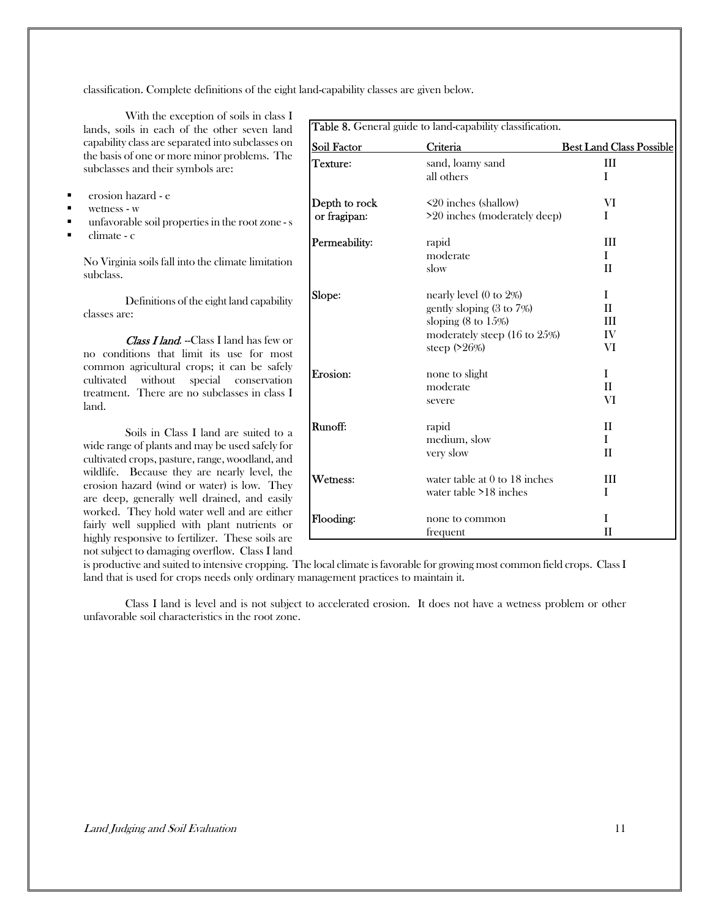classification. Complete definitions of the eight land-capability classes are given below.

With the exception of soils in class I lands, soils in each of the other seven land capability class are separated into subclasses on the basis of one or more minor problems. The subclasses and their symbols are:

- erosion hazard - e
- wetness - w
- unfavorable soil properties in the root zone - s
- climate - c

No Virginia soils fall into the climate limitation subclass.

Definitions of the eight land capability classes are:

*Class I land*. --Class I land has few or no conditions that limit its use for most common agricultural crops; it can be safely cultivated without special conservation treatment. There are no subclasses in class I land.

Soils in Class I land are suited to a wide range of plants and may be used safely for cultivated crops, pasture, range, woodland, and wildlife. Because they are nearly level, the erosion hazard (wind or water) is low. They are deep, generally well drained, and easily worked. They hold water well and are either fairly well supplied with plant nutrients or highly responsive to fertilizer. These soils are not subject to damaging overflow. Class I land is productive and suited to intensive cropping. The local climate is favorable for growing most common field crops. Class I land that is used for crops needs only ordinary management practices to maintain it.

Class I land is level and is not subject to accelerated erosion. It does not have a wetness problem or other unfavorable soil characteristics in the root zone.

**Table 8.** General guide to land-capability classification.

| Soil Factor | Criteria | Best Land Class Possible |
|---|---|---|
| Texture: | sand, loamy sand | III |
| | all others | I |
| Depth to rock or fragipan: | <20 inches (shallow) | VI |
| | >20 inches (moderately deep) | I |
| Permeability: | rapid | III |
| | moderate | I |
| | slow | II |
| Slope: | nearly level (0 to 2%) | I |
| | gently sloping (3 to 7%) | II |
| | sloping (8 to 15%) | III |
| | moderately steep (16 to 25%) | IV |
| | steep (>26%) | VI |
| Erosion: | none to slight | I |
| | moderate | II |
| | severe | VI |
| Runoff: | rapid | II |
| | medium, slow | I |
| | very slow | II |
| Wetness: | water table at 0 to 18 inches | III |
| | water table >18 inches | I |
| Flooding: | none to common | I |
| | frequent | II |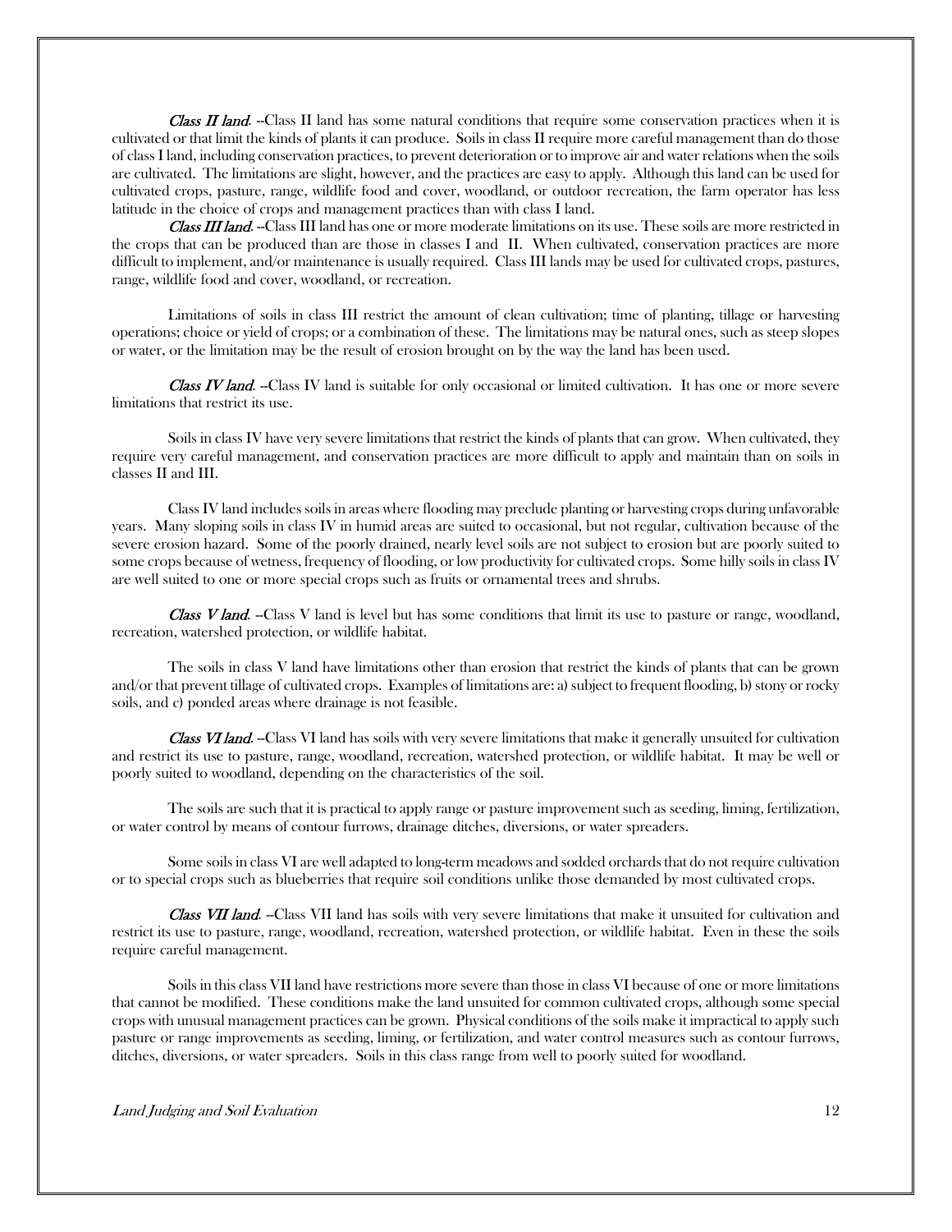*Class II land*. --Class II land has some natural conditions that require some conservation practices when it is cultivated or that limit the kinds of plants it can produce. Soils in class II require more careful management than do those of class I land, including conservation practices, to prevent deterioration or to improve air and water relations when the soils are cultivated. The limitations are slight, however, and the practices are easy to apply. Although this land can be used for cultivated crops, pasture, range, wildlife food and cover, woodland, or outdoor recreation, the farm operator has less latitude in the choice of crops and management practices than with class I land.

*Class III land*. --Class III land has one or more moderate limitations on its use. These soils are more restricted in the crops that can be produced than are those in classes I and II. When cultivated, conservation practices are more difficult to implement, and/or maintenance is usually required. Class III lands may be used for cultivated crops, pastures, range, wildlife food and cover, woodland, or recreation.

Limitations of soils in class III restrict the amount of clean cultivation; time of planting, tillage or harvesting operations; choice or yield of crops; or a combination of these. The limitations may be natural ones, such as steep slopes or water, or the limitation may be the result of erosion brought on by the way the land has been used.

*Class IV land*. --Class IV land is suitable for only occasional or limited cultivation. It has one or more severe limitations that restrict its use.

Soils in class IV have very severe limitations that restrict the kinds of plants that can grow. When cultivated, they require very careful management, and conservation practices are more difficult to apply and maintain than on soils in classes II and III.

Class IV land includes soils in areas where flooding may preclude planting or harvesting crops during unfavorable years. Many sloping soils in class IV in humid areas are suited to occasional, but not regular, cultivation because of the severe erosion hazard. Some of the poorly drained, nearly level soils are not subject to erosion but are poorly suited to some crops because of wetness, frequency of flooding, or low productivity for cultivated crops. Some hilly soils in class IV are well suited to one or more special crops such as fruits or ornamental trees and shrubs.

*Class V land*. --Class V land is level but has some conditions that limit its use to pasture or range, woodland, recreation, watershed protection, or wildlife habitat.

The soils in class V land have limitations other than erosion that restrict the kinds of plants that can be grown and/or that prevent tillage of cultivated crops. Examples of limitations are: a) subject to frequent flooding, b) stony or rocky soils, and c) ponded areas where drainage is not feasible.

*Class VI land*. --Class VI land has soils with very severe limitations that make it generally unsuited for cultivation and restrict its use to pasture, range, woodland, recreation, watershed protection, or wildlife habitat. It may be well or poorly suited to woodland, depending on the characteristics of the soil.

The soils are such that it is practical to apply range or pasture improvement such as seeding, liming, fertilization, or water control by means of contour furrows, drainage ditches, diversions, or water spreaders.

Some soils in class VI are well adapted to long-term meadows and sodded orchards that do not require cultivation or to special crops such as blueberries that require soil conditions unlike those demanded by most cultivated crops.

*Class VII land*. --Class VII land has soils with very severe limitations that make it unsuited for cultivation and restrict its use to pasture, range, woodland, recreation, watershed protection, or wildlife habitat. Even in these the soils require careful management.

Soils in this class VII land have restrictions more severe than those in class VI because of one or more limitations that cannot be modified. These conditions make the land unsuited for common cultivated crops, although some special crops with unusual management practices can be grown. Physical conditions of the soils make it impractical to apply such pasture or range improvements as seeding, liming, or fertilization, and water control measures such as contour furrows, ditches, diversions, or water spreaders. Soils in this class range from well to poorly suited for woodland.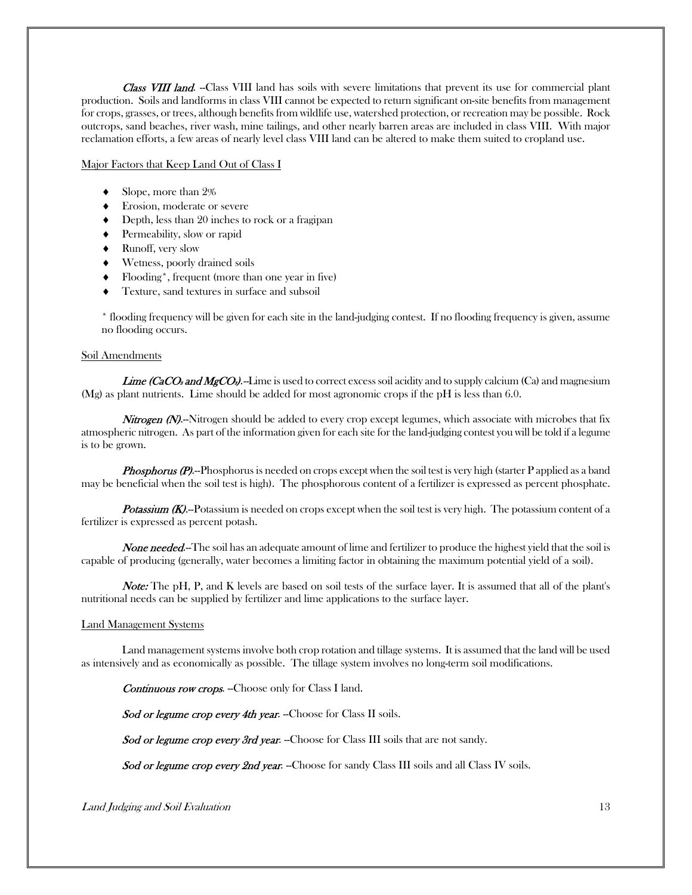*Class VIII land*. --Class VIII land has soils with severe limitations that prevent its use for commercial plant production. Soils and landforms in class VIII cannot be expected to return significant on-site benefits from management for crops, grasses, or trees, although benefits from wildlife use, watershed protection, or recreation may be possible. Rock outcrops, sand beaches, river wash, mine tailings, and other nearly barren areas are included in class VIII. With major reclamation efforts, a few areas of nearly level class VIII land can be altered to make them suited to cropland use.

Major Factors that Keep Land Out of Class I

- Slope, more than 2%
- Erosion, moderate or severe
- Depth, less than 20 inches to rock or a fragipan
- Permeability, slow or rapid
- Runoff, very slow
- Wetness, poorly drained soils
- Flooding*, frequent (more than one year in five)
- Texture, sand textures in surface and subsoil

* flooding frequency will be given for each site in the land-judging contest. If no flooding frequency is given, assume no flooding occurs.

Soil Amendments

***Lime ($CaCO_3$ and $MgCO_3$).***--Lime is used to correct excess soil acidity and to supply calcium (Ca) and magnesium (Mg) as plant nutrients. Lime should be added for most agronomic crops if the pH is less than 6.0.

***Nitrogen (N).***--Nitrogen should be added to every crop except legumes, which associate with microbes that fix atmospheric nitrogen. As part of the information given for each site for the land-judging contest you will be told if a legume is to be grown.

***Phosphorus (P).***--Phosphorus is needed on crops except when the soil test is very high (starter P applied as a band may be beneficial when the soil test is high). The phosphorous content of a fertilizer is expressed as percent phosphate.

***Potassium (K).***--Potassium is needed on crops except when the soil test is very high. The potassium content of a fertilizer is expressed as percent potash.

***None needed.***--The soil has an adequate amount of lime and fertilizer to produce the highest yield that the soil is capable of producing (generally, water becomes a limiting factor in obtaining the maximum potential yield of a soil).

***Note:*** The pH, P, and K levels are based on soil tests of the surface layer. It is assumed that all of the plant's nutritional needs can be supplied by fertilizer and lime applications to the surface layer.

Land Management Systems

Land management systems involve both crop rotation and tillage systems. It is assumed that the land will be used as intensively and as economically as possible. The tillage system involves no long-term soil modifications.

*Continuous row crops*. --Choose only for Class I land.

***Sod or legume crop every 4th year***. --Choose for Class II soils.

***Sod or legume crop every 3rd year***. --Choose for Class III soils that are not sandy.

***Sod or legume crop every 2nd year***. --Choose for sandy Class III soils and all Class IV soils.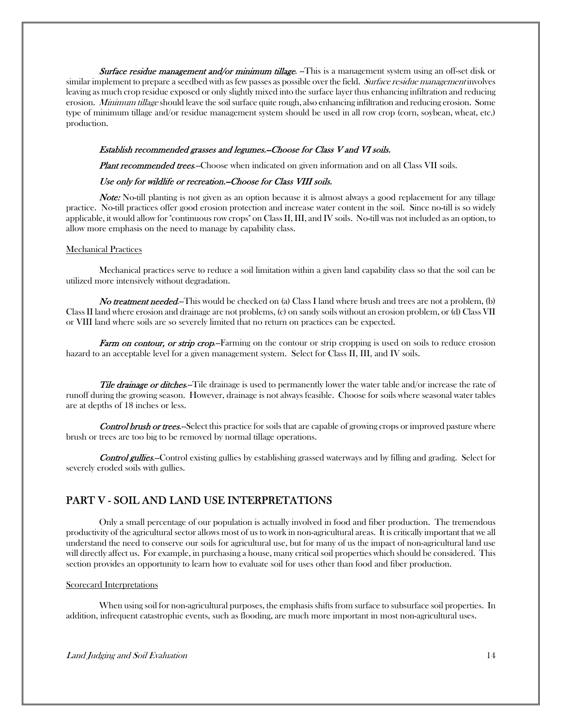*Surface residue management and/or minimum tillage.* --This is a management system using an off-set disk or similar implement to prepare a seedbed with as few passes as possible over the field. *Surface residue management* involves leaving as much crop residue exposed or only slightly mixed into the surface layer thus enhancing infiltration and reducing erosion. *Minimum tillage* should leave the soil surface quite rough, also enhancing infiltration and reducing erosion. Some type of minimum tillage and/or residue management system should be used in all row crop (corn, soybean, wheat, etc.) production.

*Establish recommended grasses and legumes.--Choose for Class V and VI soils.*

*Plant recommended trees.*--Choose when indicated on given information and on all Class VII soils.

*Use only for wildlife or recreation.--Choose for Class VIII soils.*

*Note:* No-till planting is not given as an option because it is almost always a good replacement for any tillage practice. No-till practices offer good erosion protection and increase water content in the soil. Since no-till is so widely applicable, it would allow for "continuous row crops" on Class II, III, and IV soils. No-till was not included as an option, to allow more emphasis on the need to manage by capability class.

Mechanical Practices

Mechanical practices serve to reduce a soil limitation within a given land capability class so that the soil can be utilized more intensively without degradation.

*No treatment needed.*--This would be checked on (a) Class I land where brush and trees are not a problem, (b) Class II land where erosion and drainage are not problems, (c) on sandy soils without an erosion problem, or (d) Class VII or VIII land where soils are so severely limited that no return on practices can be expected.

*Farm on contour, or strip crop.*--Farming on the contour or strip cropping is used on soils to reduce erosion hazard to an acceptable level for a given management system. Select for Class II, III, and IV soils.

*Tile drainage or ditches.*--Tile drainage is used to permanently lower the water table and/or increase the rate of runoff during the growing season. However, drainage is not always feasible. Choose for soils where seasonal water tables are at depths of 18 inches or less.

*Control brush or trees.*--Select this practice for soils that are capable of growing crops or improved pasture where brush or trees are too big to be removed by normal tillage operations.

*Control gullies.*--Control existing gullies by establishing grassed waterways and by filling and grading. Select for severely eroded soils with gullies.

## PART V - SOIL AND LAND USE INTERPRETATIONS

Only a small percentage of our population is actually involved in food and fiber production. The tremendous productivity of the agricultural sector allows most of us to work in non-agricultural areas. It is critically important that we all understand the need to conserve our soils for agricultural use, but for many of us the impact of non-agricultural land use will directly affect us. For example, in purchasing a house, many critical soil properties which should be considered. This section provides an opportunity to learn how to evaluate soil for uses other than food and fiber production.

Scorecard Interpretations

When using soil for non-agricultural purposes, the emphasis shifts from surface to subsurface soil properties. In addition, infrequent catastrophic events, such as flooding, are much more important in most non-agricultural uses.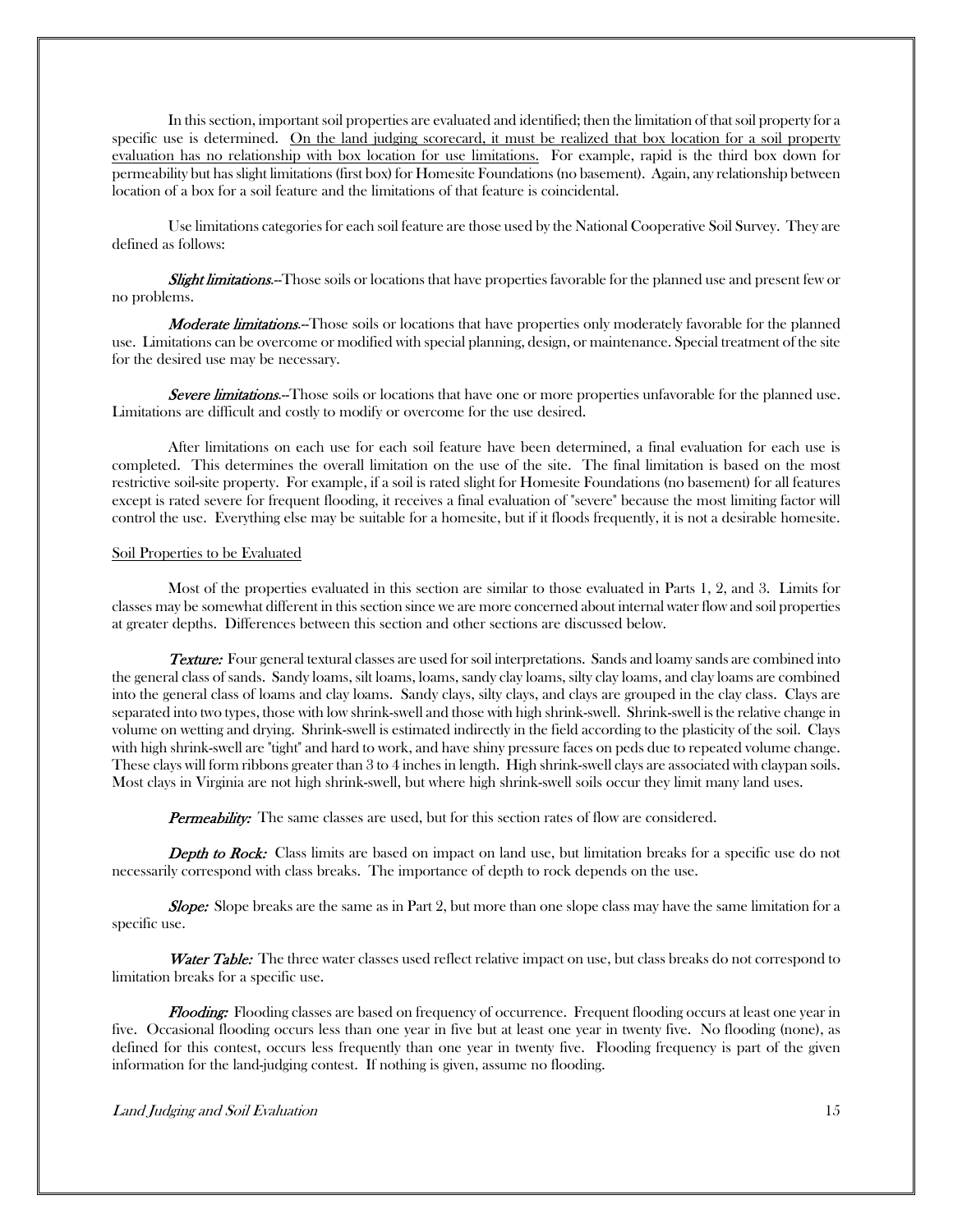In this section, important soil properties are evaluated and identified; then the limitation of that soil property for a specific use is determined. <u>On the land judging scorecard, it must be realized that box location for a soil property evaluation has no relationship with box location for use limitations.</u> For example, rapid is the third box down for permeability but has slight limitations (first box) for Homesite Foundations (no basement). Again, any relationship between location of a box for a soil feature and the limitations of that feature is coincidental.

Use limitations categories for each soil feature are those used by the National Cooperative Soil Survey. They are defined as follows:

*Slight limitations*.--Those soils or locations that have properties favorable for the planned use and present few or no problems.

*Moderate limitations*.--Those soils or locations that have properties only moderately favorable for the planned use. Limitations can be overcome or modified with special planning, design, or maintenance. Special treatment of the site for the desired use may be necessary.

*Severe limitations*.--Those soils or locations that have one or more properties unfavorable for the planned use. Limitations are difficult and costly to modify or overcome for the use desired.

After limitations on each use for each soil feature have been determined, a final evaluation for each use is completed. This determines the overall limitation on the use of the site. The final limitation is based on the most restrictive soil-site property. For example, if a soil is rated slight for Homesite Foundations (no basement) for all features except is rated severe for frequent flooding, it receives a final evaluation of "severe" because the most limiting factor will control the use. Everything else may be suitable for a homesite, but if it floods frequently, it is not a desirable homesite.

<u>Soil Properties to be Evaluated</u>

Most of the properties evaluated in this section are similar to those evaluated in Parts 1, 2, and 3. Limits for classes may be somewhat different in this section since we are more concerned about internal water flow and soil properties at greater depths. Differences between this section and other sections are discussed below.

*Texture:* Four general textural classes are used for soil interpretations. Sands and loamy sands are combined into the general class of sands. Sandy loams, silt loams, loams, sandy clay loams, silty clay loams, and clay loams are combined into the general class of loams and clay loams. Sandy clays, silty clays, and clays are grouped in the clay class. Clays are separated into two types, those with low shrink-swell and those with high shrink-swell. Shrink-swell is the relative change in volume on wetting and drying. Shrink-swell is estimated indirectly in the field according to the plasticity of the soil. Clays with high shrink-swell are "tight" and hard to work, and have shiny pressure faces on peds due to repeated volume change. These clays will form ribbons greater than 3 to 4 inches in length. High shrink-swell clays are associated with claypan soils. Most clays in Virginia are not high shrink-swell, but where high shrink-swell soils occur they limit many land uses.

*Permeability:* The same classes are used, but for this section rates of flow are considered.

*Depth to Rock:* Class limits are based on impact on land use, but limitation breaks for a specific use do not necessarily correspond with class breaks. The importance of depth to rock depends on the use.

*Slope:* Slope breaks are the same as in Part 2, but more than one slope class may have the same limitation for a specific use.

*Water Table:* The three water classes used reflect relative impact on use, but class breaks do not correspond to limitation breaks for a specific use.

*Flooding:* Flooding classes are based on frequency of occurrence. Frequent flooding occurs at least one year in five. Occasional flooding occurs less than one year in five but at least one year in twenty five. No flooding (none), as defined for this contest, occurs less frequently than one year in twenty five. Flooding frequency is part of the given information for the land-judging contest. If nothing is given, assume no flooding.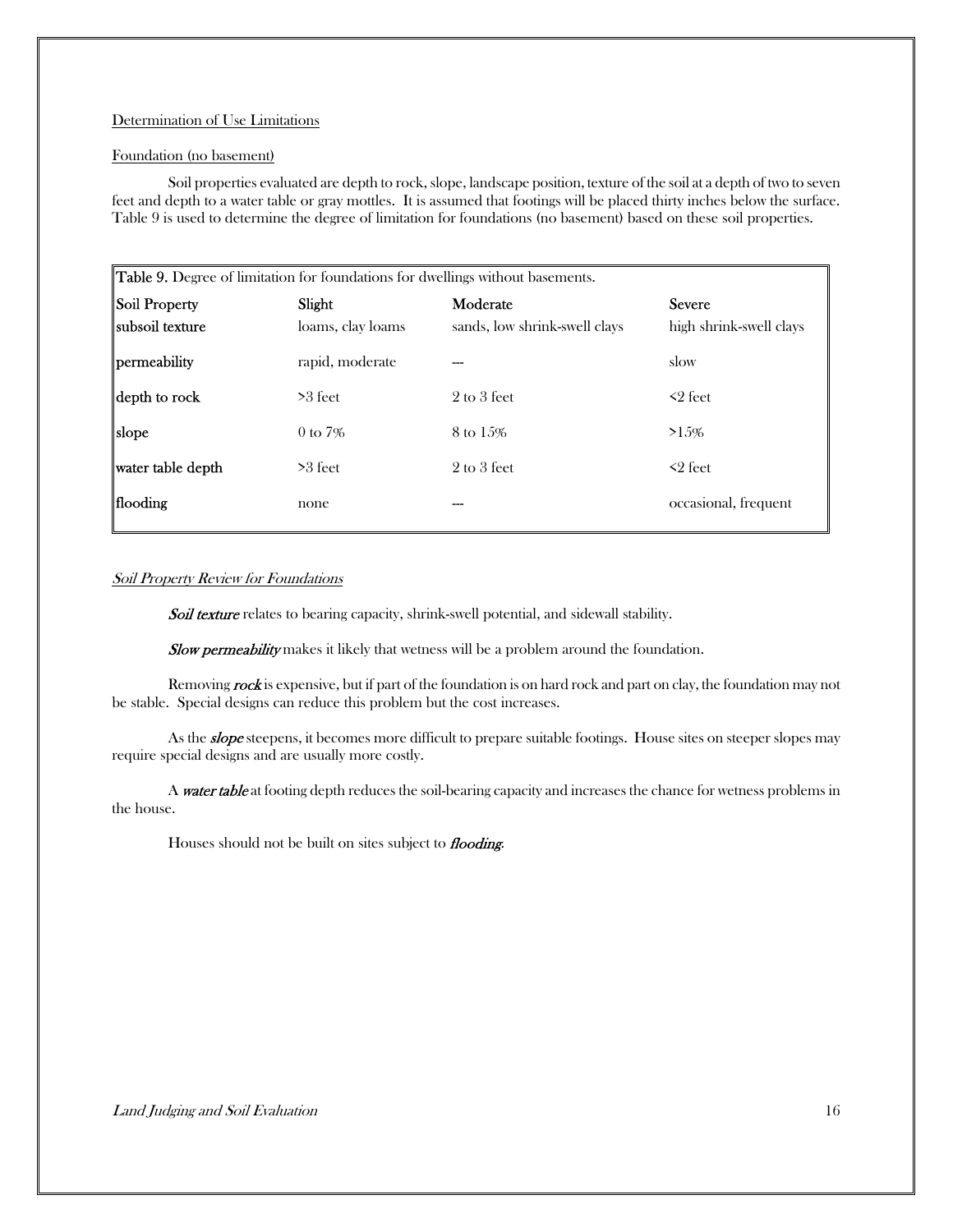Determination of Use Limitations

Foundation (no basement)

Soil properties evaluated are depth to rock, slope, landscape position, texture of the soil at a depth of two to seven feet and depth to a water table or gray mottles. It is assumed that footings will be placed thirty inches below the surface. Table 9 is used to determine the degree of limitation for foundations (no basement) based on these soil properties.

**Table 9.** Degree of limitation for foundations for dwellings without basements.

| Soil Property | Slight | Moderate | Severe |
|---|---|---|---|
| subsoil texture | loams, clay loams | sands, low shrink-swell clays | high shrink-swell clays |
| permeability | rapid, moderate | --- | slow |
| depth to rock | >3 feet | 2 to 3 feet | <2 feet |
| slope | 0 to 7% | 8 to 15% | >15% |
| water table depth | >3 feet | 2 to 3 feet | <2 feet |
| flooding | none | --- | occasional, frequent |

*Soil Property Review for Foundations*

***Soil texture*** relates to bearing capacity, shrink-swell potential, and sidewall stability.

***Slow permeability*** makes it likely that wetness will be a problem around the foundation.

Removing ***rock*** is expensive, but if part of the foundation is on hard rock and part on clay, the foundation may not be stable. Special designs can reduce this problem but the cost increases.

As the ***slope*** steepens, it becomes more difficult to prepare suitable footings. House sites on steeper slopes may require special designs and are usually more costly.

A ***water table*** at footing depth reduces the soil-bearing capacity and increases the chance for wetness problems in the house.

Houses should not be built on sites subject to ***flooding***.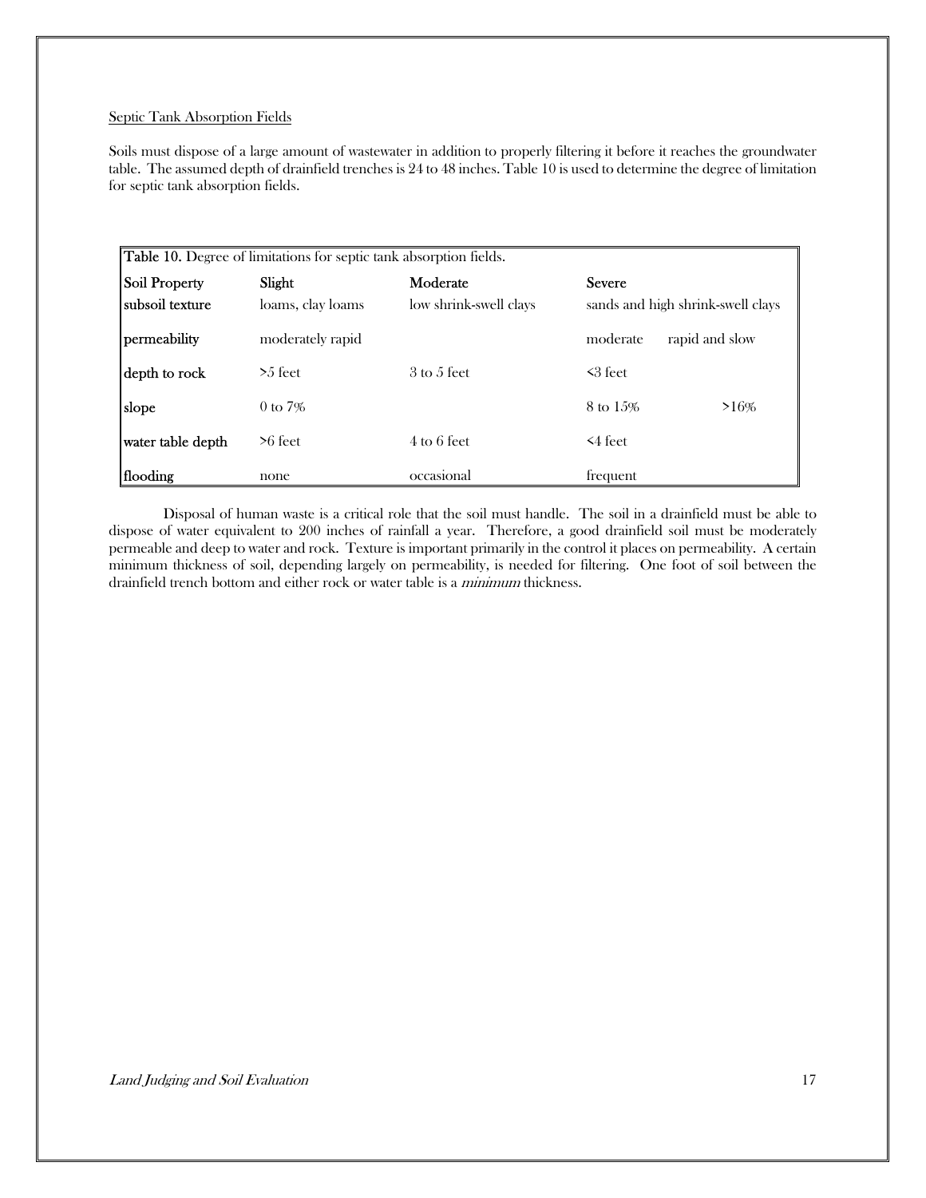Septic Tank Absorption Fields

Soils must dispose of a large amount of wastewater in addition to properly filtering it before it reaches the groundwater table. The assumed depth of drainfield trenches is 24 to 48 inches. Table 10 is used to determine the degree of limitation for septic tank absorption fields.

**Table 10.** Degree of limitations for septic tank absorption fields.

| Soil Property | Slight | Moderate | Severe | |
|---|---|---|---|---|
| subsoil texture | loams, clay loams | low shrink-swell clays | sands and high shrink-swell clays | |
| permeability | moderately rapid | | moderate | rapid and slow |
| depth to rock | >5 feet | 3 to 5 feet | <3 feet | |
| slope | 0 to 7% | | 8 to 15% | >16% |
| water table depth | >6 feet | 4 to 6 feet | <4 feet | |
| flooding | none | occasional | frequent | |

Disposal of human waste is a critical role that the soil must handle. The soil in a drainfield must be able to dispose of water equivalent to 200 inches of rainfall a year. Therefore, a good drainfield soil must be moderately permeable and deep to water and rock. Texture is important primarily in the control it places on permeability. A certain minimum thickness of soil, depending largely on permeability, is needed for filtering. One foot of soil between the drainfield trench bottom and either rock or water table is a *minimum* thickness.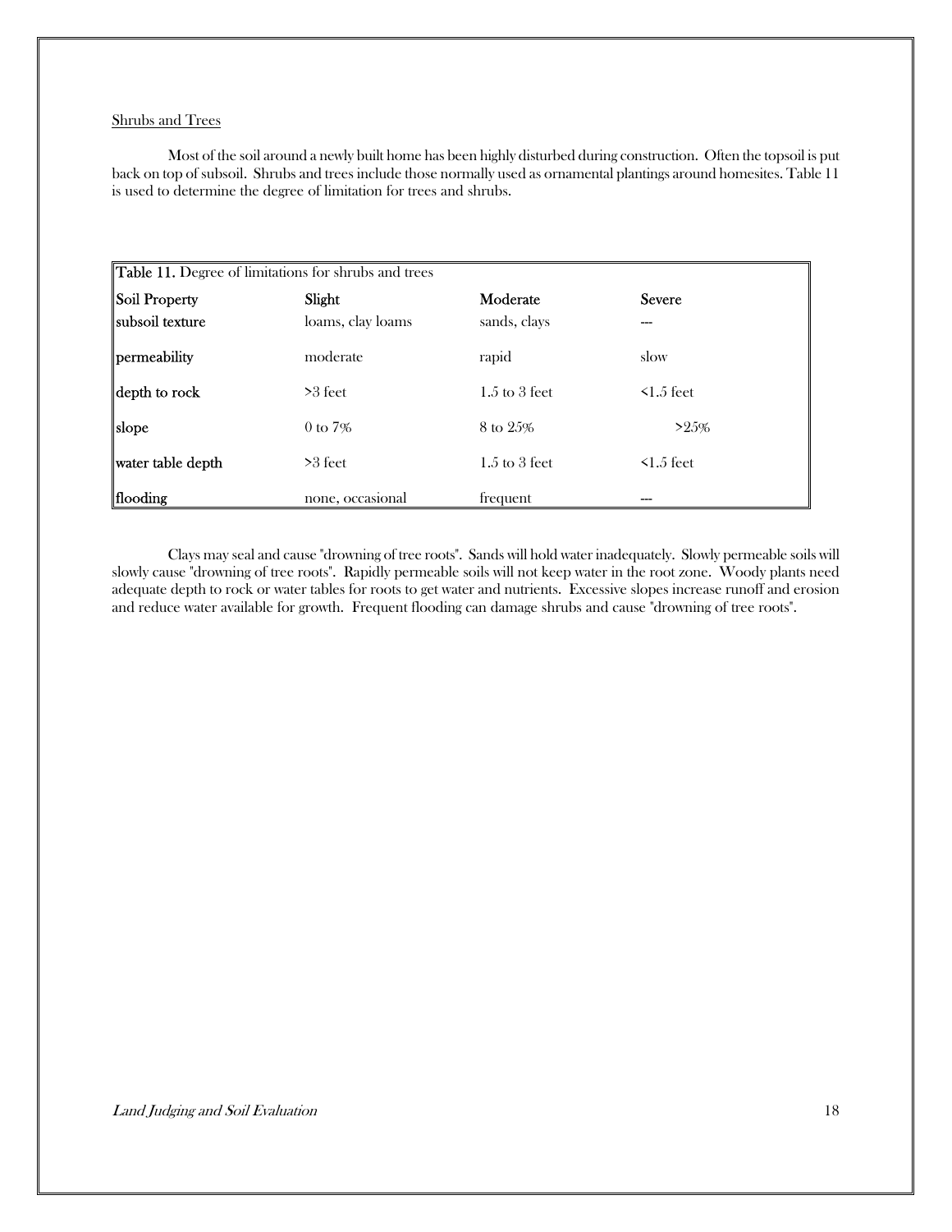Shrubs and Trees

Most of the soil around a newly built home has been highly disturbed during construction. Often the topsoil is put back on top of subsoil. Shrubs and trees include those normally used as ornamental plantings around homesites. Table 11 is used to determine the degree of limitation for trees and shrubs.

**Table 11.** Degree of limitations for shrubs and trees

| Soil Property | Slight | Moderate | Severe |
|---|---|---|---|
| subsoil texture | loams, clay loams | sands, clays | --- |
| permeability | moderate | rapid | slow |
| depth to rock | >3 feet | 1.5 to 3 feet | <1.5 feet |
| slope | 0 to 7% | 8 to 25% | >25% |
| water table depth | >3 feet | 1.5 to 3 feet | <1.5 feet |
| flooding | none, occasional | frequent | --- |

Clays may seal and cause "drowning of tree roots". Sands will hold water inadequately. Slowly permeable soils will slowly cause "drowning of tree roots". Rapidly permeable soils will not keep water in the root zone. Woody plants need adequate depth to rock or water tables for roots to get water and nutrients. Excessive slopes increase runoff and erosion and reduce water available for growth. Frequent flooding can damage shrubs and cause "drowning of tree roots".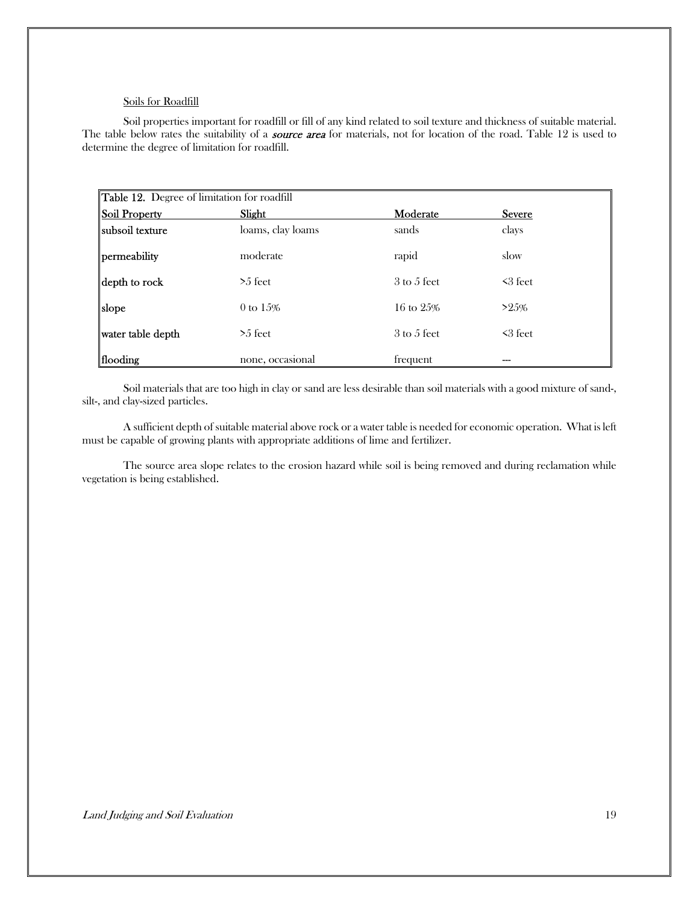Soils for Roadfill

Soil properties important for roadfill or fill of any kind related to soil texture and thickness of suitable material. The table below rates the suitability of a ***source area*** for materials, not for location of the road. Table 12 is used to determine the degree of limitation for roadfill.

**Table 12.** Degree of limitation for roadfill

| Soil Property | Slight | Moderate | Severe |
|---|---|---|---|
| subsoil texture | loams, clay loams | sands | clays |
| permeability | moderate | rapid | slow |
| depth to rock | >5 feet | 3 to 5 feet | <3 feet |
| slope | 0 to 15% | 16 to 25% | >25% |
| water table depth | >5 feet | 3 to 5 feet | <3 feet |
| flooding | none, occasional | frequent | --- |

Soil materials that are too high in clay or sand are less desirable than soil materials with a good mixture of sand-, silt-, and clay-sized particles.

A sufficient depth of suitable material above rock or a water table is needed for economic operation. What is left must be capable of growing plants with appropriate additions of lime and fertilizer.

The source area slope relates to the erosion hazard while soil is being removed and during reclamation while vegetation is being established.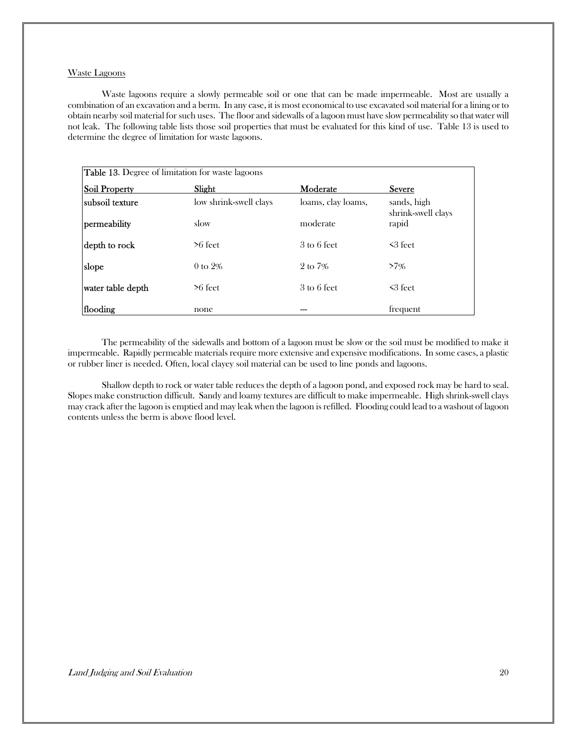Waste Lagoons

Waste lagoons require a slowly permeable soil or one that can be made impermeable. Most are usually a combination of an excavation and a berm. In any case, it is most economical to use excavated soil material for a lining or to obtain nearby soil material for such uses. The floor and sidewalls of a lagoon must have slow permeability so that water will not leak. The following table lists those soil properties that must be evaluated for this kind of use. Table 13 is used to determine the degree of limitation for waste lagoons.

**Table 13.** Degree of limitation for waste lagoons

| Soil Property | Slight | Moderate | Severe |
|---|---|---|---|
| subsoil texture | low shrink-swell clays | loams, clay loams, | sands, high shrink-swell clays |
| permeability | slow | moderate | rapid |
| depth to rock | >6 feet | 3 to 6 feet | <3 feet |
| slope | 0 to 2% | 2 to 7% | >7% |
| water table depth | >6 feet | 3 to 6 feet | <3 feet |
| flooding | none | --- | frequent |

The permeability of the sidewalls and bottom of a lagoon must be slow or the soil must be modified to make it impermeable. Rapidly permeable materials require more extensive and expensive modifications. In some cases, a plastic or rubber liner is needed. Often, local clayey soil material can be used to line ponds and lagoons.

Shallow depth to rock or water table reduces the depth of a lagoon pond, and exposed rock may be hard to seal. Slopes make construction difficult. Sandy and loamy textures are difficult to make impermeable. High shrink-swell clays may crack after the lagoon is emptied and may leak when the lagoon is refilled. Flooding could lead to a washout of lagoon contents unless the berm is above flood level.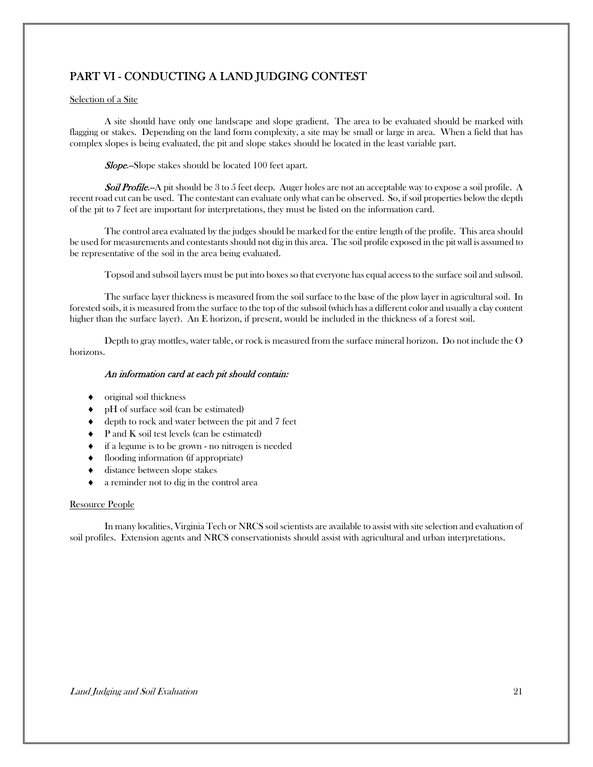## PART VI - CONDUCTING A LAND JUDGING CONTEST

Selection of a Site

A site should have only one landscape and slope gradient. The area to be evaluated should be marked with flagging or stakes. Depending on the land form complexity, a site may be small or large in area. When a field that has complex slopes is being evaluated, the pit and slope stakes should be located in the least variable part.

***Slope.***--Slope stakes should be located 100 feet apart.

***Soil Profile.***--A pit should be 3 to 5 feet deep. Auger holes are not an acceptable way to expose a soil profile. A recent road cut can be used. The contestant can evaluate only what can be observed. So, if soil properties below the depth of the pit to 7 feet are important for interpretations, they must be listed on the information card.

The control area evaluated by the judges should be marked for the entire length of the profile. This area should be used for measurements and contestants should not dig in this area. The soil profile exposed in the pit wall is assumed to be representative of the soil in the area being evaluated.

Topsoil and subsoil layers must be put into boxes so that everyone has equal access to the surface soil and subsoil.

The surface layer thickness is measured from the soil surface to the base of the plow layer in agricultural soil. In forested soils, it is measured from the surface to the top of the subsoil (which has a different color and usually a clay content higher than the surface layer). An E horizon, if present, would be included in the thickness of a forest soil.

Depth to gray mottles, water table, or rock is measured from the surface mineral horizon. Do not include the O horizons.

*An information card at each pit should contain:*

- original soil thickness
- pH of surface soil (can be estimated)
- depth to rock and water between the pit and 7 feet
- P and K soil test levels (can be estimated)
- if a legume is to be grown - no nitrogen is needed
- flooding information (if appropriate)
- distance between slope stakes
- a reminder not to dig in the control area

Resource People

In many localities, Virginia Tech or NRCS soil scientists are available to assist with site selection and evaluation of soil profiles. Extension agents and NRCS conservationists should assist with agricultural and urban interpretations.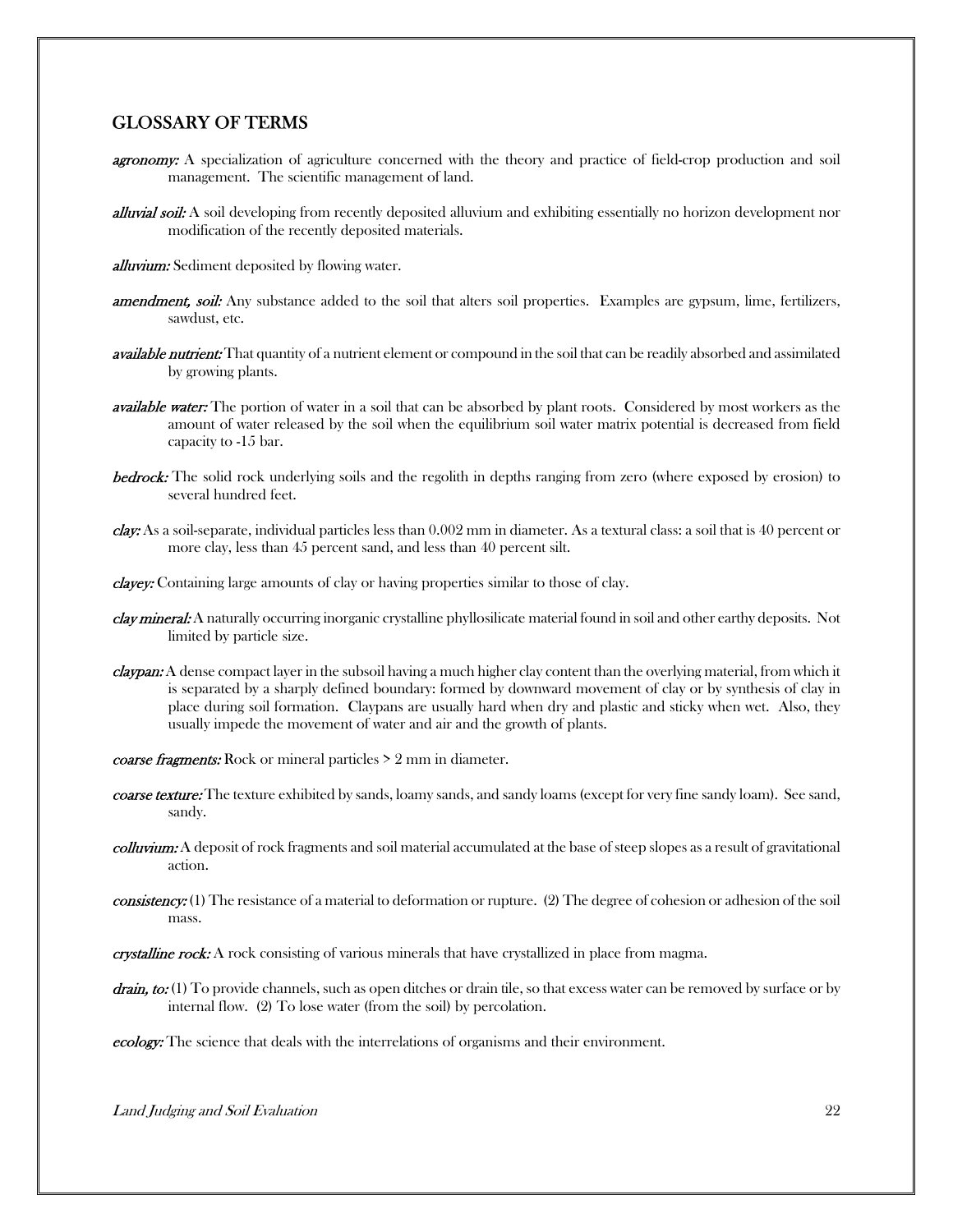## GLOSSARY OF TERMS

***agronomy:*** A specialization of agriculture concerned with the theory and practice of field-crop production and soil management. The scientific management of land.

***alluvial soil:*** A soil developing from recently deposited alluvium and exhibiting essentially no horizon development nor modification of the recently deposited materials.

***alluvium:*** Sediment deposited by flowing water.

***amendment, soil:*** Any substance added to the soil that alters soil properties. Examples are gypsum, lime, fertilizers, sawdust, etc.

***available nutrient:*** That quantity of a nutrient element or compound in the soil that can be readily absorbed and assimilated by growing plants.

***available water:*** The portion of water in a soil that can be absorbed by plant roots. Considered by most workers as the amount of water released by the soil when the equilibrium soil water matrix potential is decreased from field capacity to -15 bar.

***bedrock:*** The solid rock underlying soils and the regolith in depths ranging from zero (where exposed by erosion) to several hundred feet.

***clay:*** As a soil-separate, individual particles less than 0.002 mm in diameter. As a textural class: a soil that is 40 percent or more clay, less than 45 percent sand, and less than 40 percent silt.

***clayey:*** Containing large amounts of clay or having properties similar to those of clay.

***clay mineral:*** A naturally occurring inorganic crystalline phyllosilicate material found in soil and other earthy deposits. Not limited by particle size.

***claypan:*** A dense compact layer in the subsoil having a much higher clay content than the overlying material, from which it is separated by a sharply defined boundary: formed by downward movement of clay or by synthesis of clay in place during soil formation. Claypans are usually hard when dry and plastic and sticky when wet. Also, they usually impede the movement of water and air and the growth of plants.

***coarse fragments:*** Rock or mineral particles > 2 mm in diameter.

***coarse texture:*** The texture exhibited by sands, loamy sands, and sandy loams (except for very fine sandy loam). See sand, sandy.

***colluvium:*** A deposit of rock fragments and soil material accumulated at the base of steep slopes as a result of gravitational action.

***consistency:*** (1) The resistance of a material to deformation or rupture. (2) The degree of cohesion or adhesion of the soil mass.

***crystalline rock:*** A rock consisting of various minerals that have crystallized in place from magma.

***drain, to:*** (1) To provide channels, such as open ditches or drain tile, so that excess water can be removed by surface or by internal flow. (2) To lose water (from the soil) by percolation.

***ecology:*** The science that deals with the interrelations of organisms and their environment.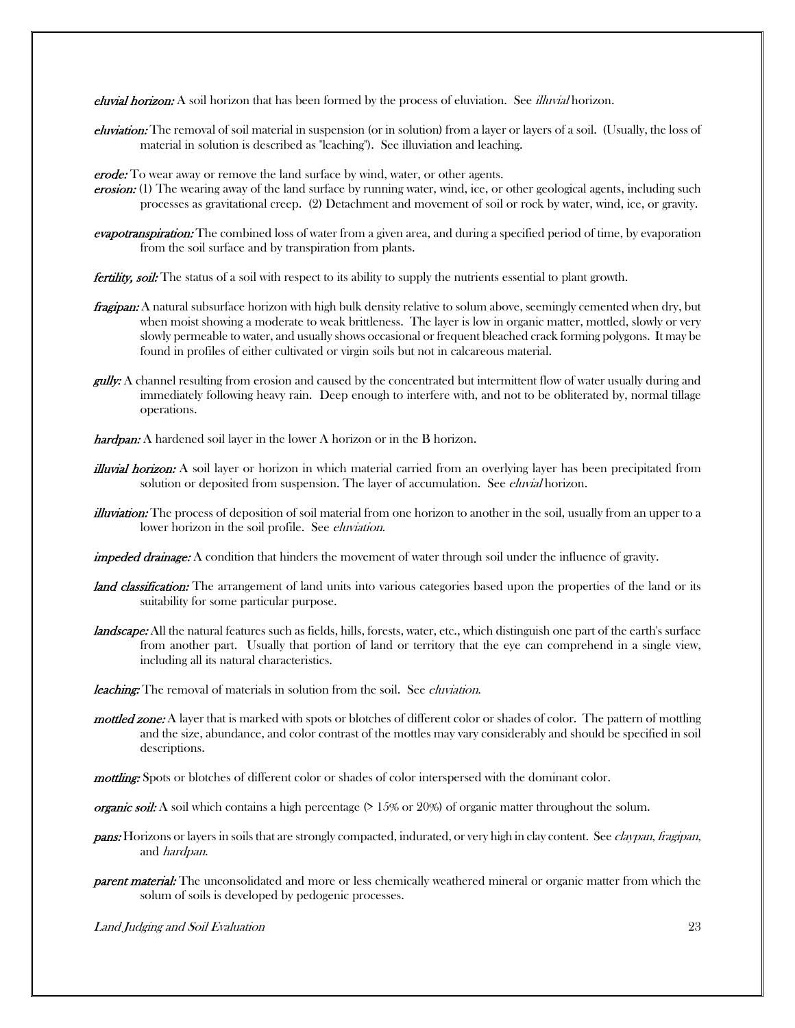***eluvial horizon:*** A soil horizon that has been formed by the process of eluviation. See *illuvial* horizon.

***eluviation:*** The removal of soil material in suspension (or in solution) from a layer or layers of a soil. (Usually, the loss of material in solution is described as "leaching"). See illuviation and leaching.

***erode:*** To wear away or remove the land surface by wind, water, or other agents.

***erosion:*** (1) The wearing away of the land surface by running water, wind, ice, or other geological agents, including such processes as gravitational creep. (2) Detachment and movement of soil or rock by water, wind, ice, or gravity.

***evapotranspiration:*** The combined loss of water from a given area, and during a specified period of time, by evaporation from the soil surface and by transpiration from plants.

***fertility, soil:*** The status of a soil with respect to its ability to supply the nutrients essential to plant growth.

***fragipan:*** A natural subsurface horizon with high bulk density relative to solum above, seemingly cemented when dry, but when moist showing a moderate to weak brittleness. The layer is low in organic matter, mottled, slowly or very slowly permeable to water, and usually shows occasional or frequent bleached crack forming polygons. It may be found in profiles of either cultivated or virgin soils but not in calcareous material.

***gully:*** A channel resulting from erosion and caused by the concentrated but intermittent flow of water usually during and immediately following heavy rain. Deep enough to interfere with, and not to be obliterated by, normal tillage operations.

***hardpan:*** A hardened soil layer in the lower A horizon or in the B horizon.

***illuvial horizon:*** A soil layer or horizon in which material carried from an overlying layer has been precipitated from solution or deposited from suspension. The layer of accumulation. See *eluvial* horizon.

***illuviation:*** The process of deposition of soil material from one horizon to another in the soil, usually from an upper to a lower horizon in the soil profile. See *eluviation*.

***impeded drainage:*** A condition that hinders the movement of water through soil under the influence of gravity.

***land classification:*** The arrangement of land units into various categories based upon the properties of the land or its suitability for some particular purpose.

***landscape:*** All the natural features such as fields, hills, forests, water, etc., which distinguish one part of the earth's surface from another part. Usually that portion of land or territory that the eye can comprehend in a single view, including all its natural characteristics.

***leaching:*** The removal of materials in solution from the soil. See *eluviation*.

***mottled zone:*** A layer that is marked with spots or blotches of different color or shades of color. The pattern of mottling and the size, abundance, and color contrast of the mottles may vary considerably and should be specified in soil descriptions.

***mottling:*** Spots or blotches of different color or shades of color interspersed with the dominant color.

***organic soil:*** A soil which contains a high percentage (> 15% or 20%) of organic matter throughout the solum.

***pans:*** Horizons or layers in soils that are strongly compacted, indurated, or very high in clay content. See *claypan*, *fragipan*, and *hardpan*.

***parent material:*** The unconsolidated and more or less chemically weathered mineral or organic matter from which the solum of soils is developed by pedogenic processes.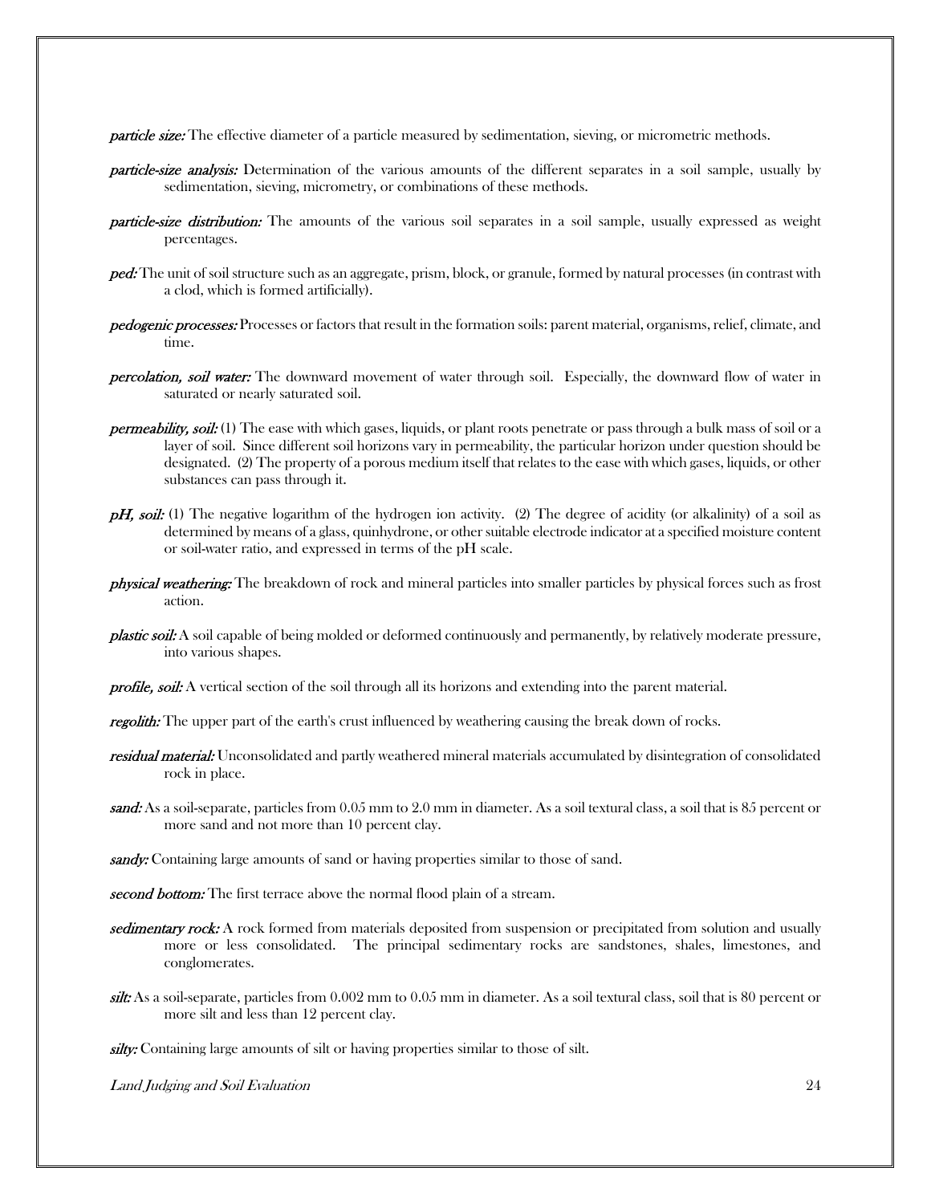***particle size:*** The effective diameter of a particle measured by sedimentation, sieving, or micrometric methods.

***particle-size analysis:*** Determination of the various amounts of the different separates in a soil sample, usually by sedimentation, sieving, micrometry, or combinations of these methods.

***particle-size distribution:*** The amounts of the various soil separates in a soil sample, usually expressed as weight percentages.

***ped:*** The unit of soil structure such as an aggregate, prism, block, or granule, formed by natural processes (in contrast with a clod, which is formed artificially).

***pedogenic processes:*** Processes or factors that result in the formation soils: parent material, organisms, relief, climate, and time.

***percolation, soil water:*** The downward movement of water through soil. Especially, the downward flow of water in saturated or nearly saturated soil.

***permeability, soil:*** (1) The ease with which gases, liquids, or plant roots penetrate or pass through a bulk mass of soil or a layer of soil. Since different soil horizons vary in permeability, the particular horizon under question should be designated. (2) The property of a porous medium itself that relates to the ease with which gases, liquids, or other substances can pass through it.

***pH, soil:*** (1) The negative logarithm of the hydrogen ion activity. (2) The degree of acidity (or alkalinity) of a soil as determined by means of a glass, quinhydrone, or other suitable electrode indicator at a specified moisture content or soil-water ratio, and expressed in terms of the pH scale.

***physical weathering:*** The breakdown of rock and mineral particles into smaller particles by physical forces such as frost action.

***plastic soil:*** A soil capable of being molded or deformed continuously and permanently, by relatively moderate pressure, into various shapes.

***profile, soil:*** A vertical section of the soil through all its horizons and extending into the parent material.

***regolith:*** The upper part of the earth's crust influenced by weathering causing the break down of rocks.

***residual material:*** Unconsolidated and partly weathered mineral materials accumulated by disintegration of consolidated rock in place.

***sand:*** As a soil-separate, particles from 0.05 mm to 2.0 mm in diameter. As a soil textural class, a soil that is 85 percent or more sand and not more than 10 percent clay.

***sandy:*** Containing large amounts of sand or having properties similar to those of sand.

***second bottom:*** The first terrace above the normal flood plain of a stream.

***sedimentary rock:*** A rock formed from materials deposited from suspension or precipitated from solution and usually more or less consolidated. The principal sedimentary rocks are sandstones, shales, limestones, and conglomerates.

***silt:*** As a soil-separate, particles from 0.002 mm to 0.05 mm in diameter. As a soil textural class, soil that is 80 percent or more silt and less than 12 percent clay.

***silty:*** Containing large amounts of silt or having properties similar to those of silt.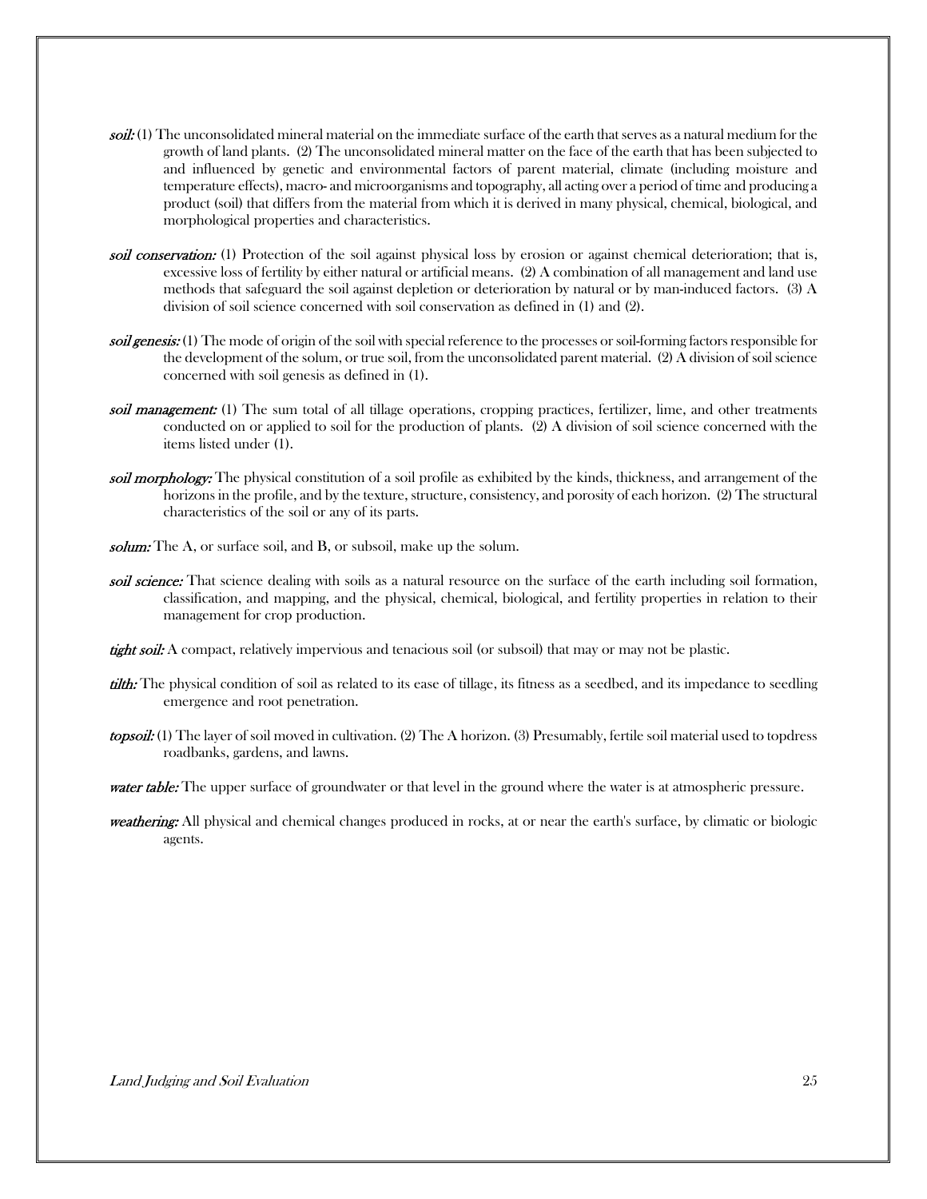***soil:*** (1) The unconsolidated mineral material on the immediate surface of the earth that serves as a natural medium for the growth of land plants. (2) The unconsolidated mineral matter on the face of the earth that has been subjected to and influenced by genetic and environmental factors of parent material, climate (including moisture and temperature effects), macro- and microorganisms and topography, all acting over a period of time and producing a product (soil) that differs from the material from which it is derived in many physical, chemical, biological, and morphological properties and characteristics.

***soil conservation:*** (1) Protection of the soil against physical loss by erosion or against chemical deterioration; that is, excessive loss of fertility by either natural or artificial means. (2) A combination of all management and land use methods that safeguard the soil against depletion or deterioration by natural or by man-induced factors. (3) A division of soil science concerned with soil conservation as defined in (1) and (2).

***soil genesis:*** (1) The mode of origin of the soil with special reference to the processes or soil-forming factors responsible for the development of the solum, or true soil, from the unconsolidated parent material. (2) A division of soil science concerned with soil genesis as defined in (1).

***soil management:*** (1) The sum total of all tillage operations, cropping practices, fertilizer, lime, and other treatments conducted on or applied to soil for the production of plants. (2) A division of soil science concerned with the items listed under (1).

***soil morphology:*** The physical constitution of a soil profile as exhibited by the kinds, thickness, and arrangement of the horizons in the profile, and by the texture, structure, consistency, and porosity of each horizon. (2) The structural characteristics of the soil or any of its parts.

***solum:*** The A, or surface soil, and B, or subsoil, make up the solum.

***soil science:*** That science dealing with soils as a natural resource on the surface of the earth including soil formation, classification, and mapping, and the physical, chemical, biological, and fertility properties in relation to their management for crop production.

***tight soil:*** A compact, relatively impervious and tenacious soil (or subsoil) that may or may not be plastic.

***tilth:*** The physical condition of soil as related to its ease of tillage, its fitness as a seedbed, and its impedance to seedling emergence and root penetration.

***topsoil:*** (1) The layer of soil moved in cultivation. (2) The A horizon. (3) Presumably, fertile soil material used to topdress roadbanks, gardens, and lawns.

***water table:*** The upper surface of groundwater or that level in the ground where the water is at atmospheric pressure.

***weathering:*** All physical and chemical changes produced in rocks, at or near the earth's surface, by climatic or biologic agents.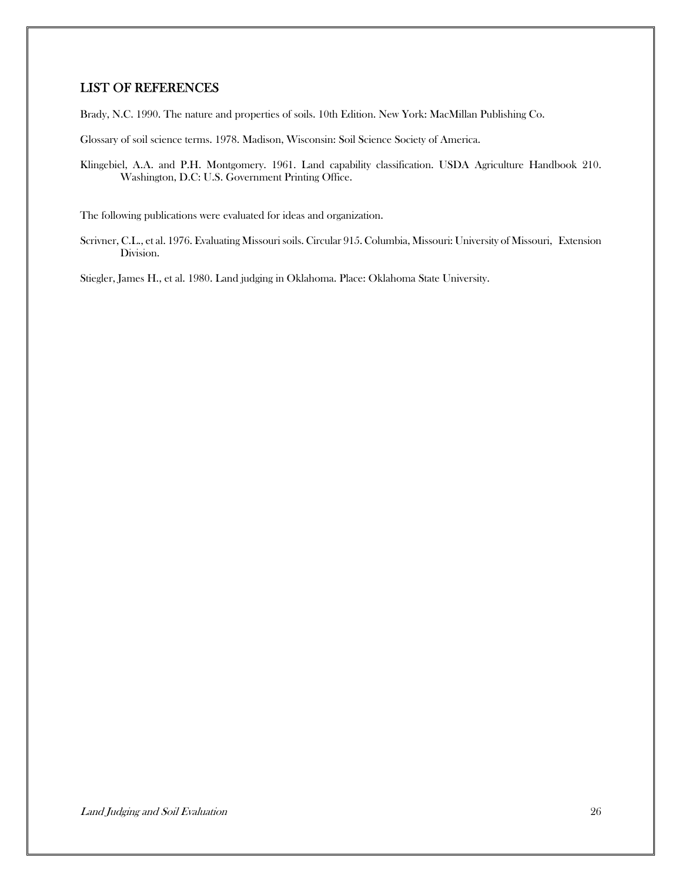## LIST OF REFERENCES

Brady, N.C. 1990. The nature and properties of soils. 10th Edition. New York: MacMillan Publishing Co.

Glossary of soil science terms. 1978. Madison, Wisconsin: Soil Science Society of America.

Klingebiel, A.A. and P.H. Montgomery. 1961. Land capability classification. USDA Agriculture Handbook 210. Washington, D.C: U.S. Government Printing Office.

The following publications were evaluated for ideas and organization.

Scrivner, C.L., et al. 1976. Evaluating Missouri soils. Circular 915. Columbia, Missouri: University of Missouri, Extension Division.

Stiegler, James H., et al. 1980. Land judging in Oklahoma. Place: Oklahoma State University.